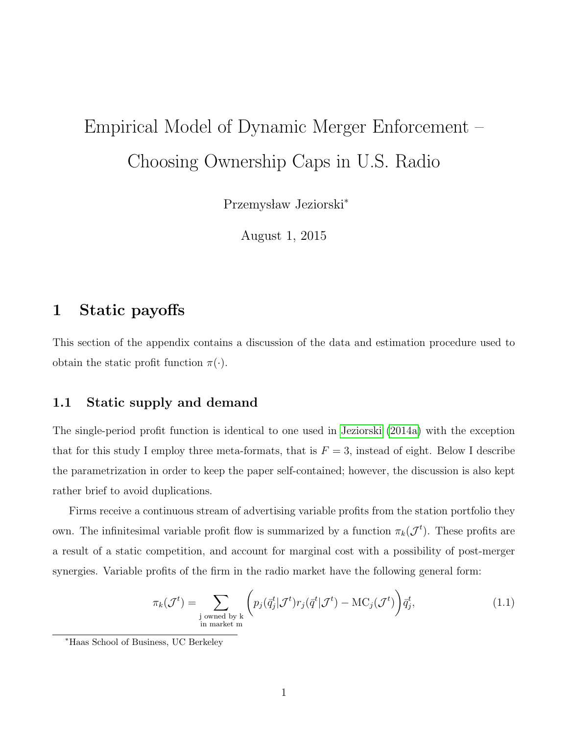# Empirical Model of Dynamic Merger Enforcement – Choosing Ownership Caps in U.S. Radio

Przemysław Jeziorski[*]

August 1, 2015

## 1 Static payoffs

This section of the appendix contains a discussion of the data and estimation procedure used to obtain the static profit function $\pi(\cdot)$.

### 1.1 Static supply and demand

The single-period profit function is identical to one used in Jeziorski (2014a) with the exception that for this study I employ three meta-formats, that is $F = 3$, instead of eight. Below I describe the parametrization in order to keep the paper self-contained; however, the discussion is also kept rather brief to avoid duplications.

Firms receive a continuous stream of advertising variable profits from the station portfolio they own. The infinitesimal variable profit flow is summarized by a function $\pi_k(\mathcal{J}^t)$. These profits are a result of a static competition, and account for marginal cost with a possibility of post-merger synergies. Variable profits of the firm in the radio market have the following general form:

$$\pi_k(\mathcal{J}^t) = \sum_{\substack{\text{j owned by k} \\ \text{in market m}}} \left( p_j(\bar{q}_j^t|\mathcal{J}^t) r_j(\bar{q}^t|\mathcal{J}^t) - \text{MC}_j(\mathcal{J}^t) \right) \bar{q}_j^t, \tag{1.1}$$

[*]Haas School of Business, UC Berkeley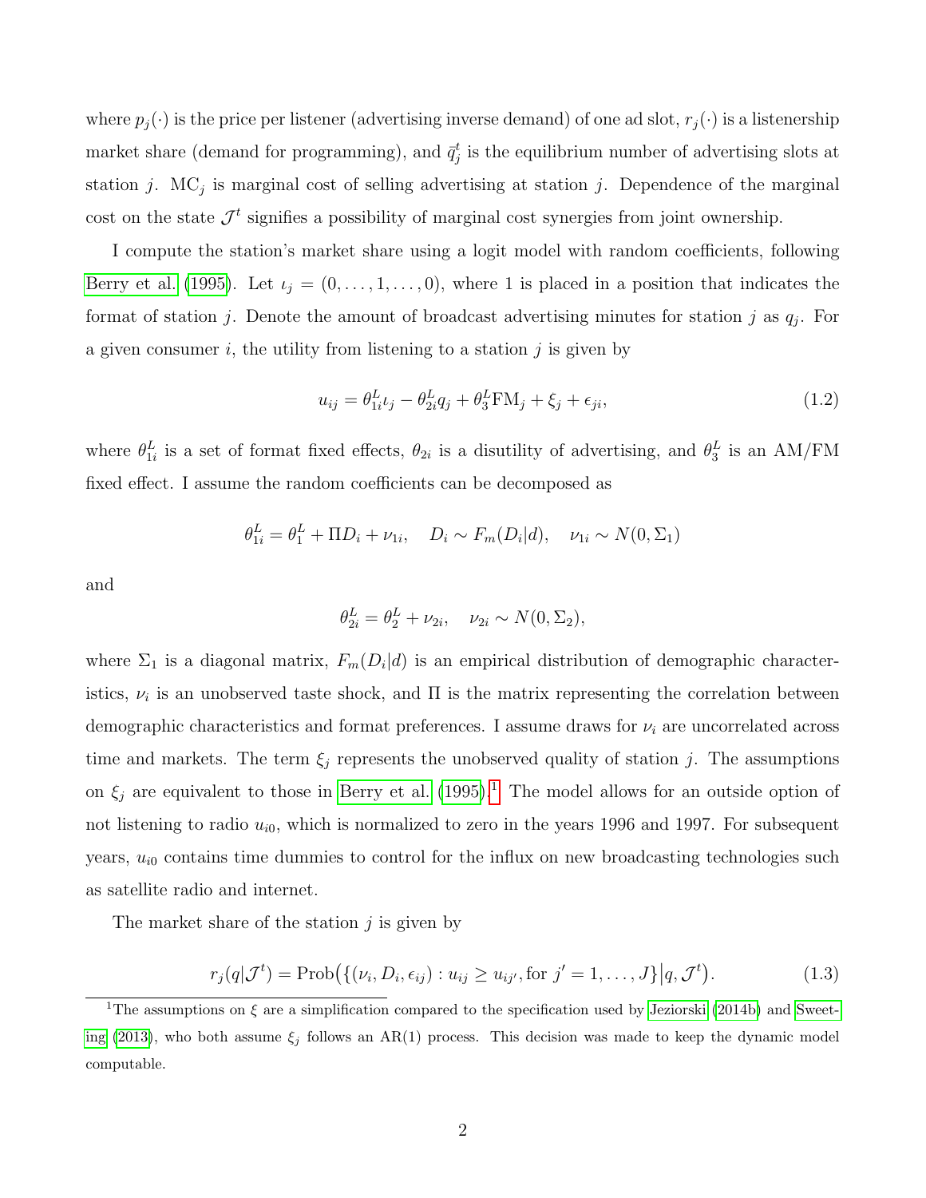where $p_j(\cdot)$ is the price per listener (advertising inverse demand) of one ad slot, $r_j(\cdot)$ is a listenership market share (demand for programming), and $\bar{q}_j^t$ is the equilibrium number of advertising slots at station $j$. $\text{MC}_j$ is marginal cost of selling advertising at station $j$. Dependence of the marginal cost on the state $\mathcal{J}^t$ signifies a possibility of marginal cost synergies from joint ownership.

I compute the station's market share using a logit model with random coefficients, following Berry et al. (1995). Let $\iota_j = (0, \ldots, 1, \ldots, 0)$, where 1 is placed in a position that indicates the format of station $j$. Denote the amount of broadcast advertising minutes for station $j$ as $q_j$. For a given consumer $i$, the utility from listening to a station $j$ is given by

$$u_{ij} = \theta_{1i}^L \iota_j - \theta_{2i}^L q_j + \theta_3^L \text{FM}_j + \xi_j + \epsilon_{ji}, \tag{1.2}$$

where $\theta_{1i}^L$ is a set of format fixed effects, $\theta_{2i}$ is a disutility of advertising, and $\theta_3^L$ is an AM/FM fixed effect. I assume the random coefficients can be decomposed as

$$\theta_{1i}^L = \theta_1^L + \Pi D_i + \nu_{1i}, \quad D_i \sim F_m(D_i|d), \quad \nu_{1i} \sim N(0, \Sigma_1)$$

and

$$\theta_{2i}^L = \theta_2^L + \nu_{2i}, \quad \nu_{2i} \sim N(0, \Sigma_2),$$

where $\Sigma_1$ is a diagonal matrix, $F_m(D_i|d)$ is an empirical distribution of demographic characteristics, $\nu_i$ is an unobserved taste shock, and $\Pi$ is the matrix representing the correlation between demographic characteristics and format preferences. I assume draws for $\nu_i$ are uncorrelated across time and markets. The term $\xi_j$ represents the unobserved quality of station $j$. The assumptions on $\xi_j$ are equivalent to those in Berry et al. (1995).[1] The model allows for an outside option of not listening to radio $u_{i0}$, which is normalized to zero in the years 1996 and 1997. For subsequent years, $u_{i0}$ contains time dummies to control for the influx on new broadcasting technologies such as satellite radio and internet.

The market share of the station $j$ is given by

$$r_j(q|\mathcal{J}^t) = \text{Prob}\big(\{(\nu_i, D_i, \epsilon_{ij}) : u_{ij} \geq u_{ij'}, \text{for } j' = 1, \ldots, J\}\big|q, \mathcal{J}^t\big). \tag{1.3}$$

[1] The assumptions on $\xi$ are a simplification compared to the specification used by Jeziorski (2014b) and Sweeting (2013), who both assume $\xi_j$ follows an AR(1) process. This decision was made to keep the dynamic model computable.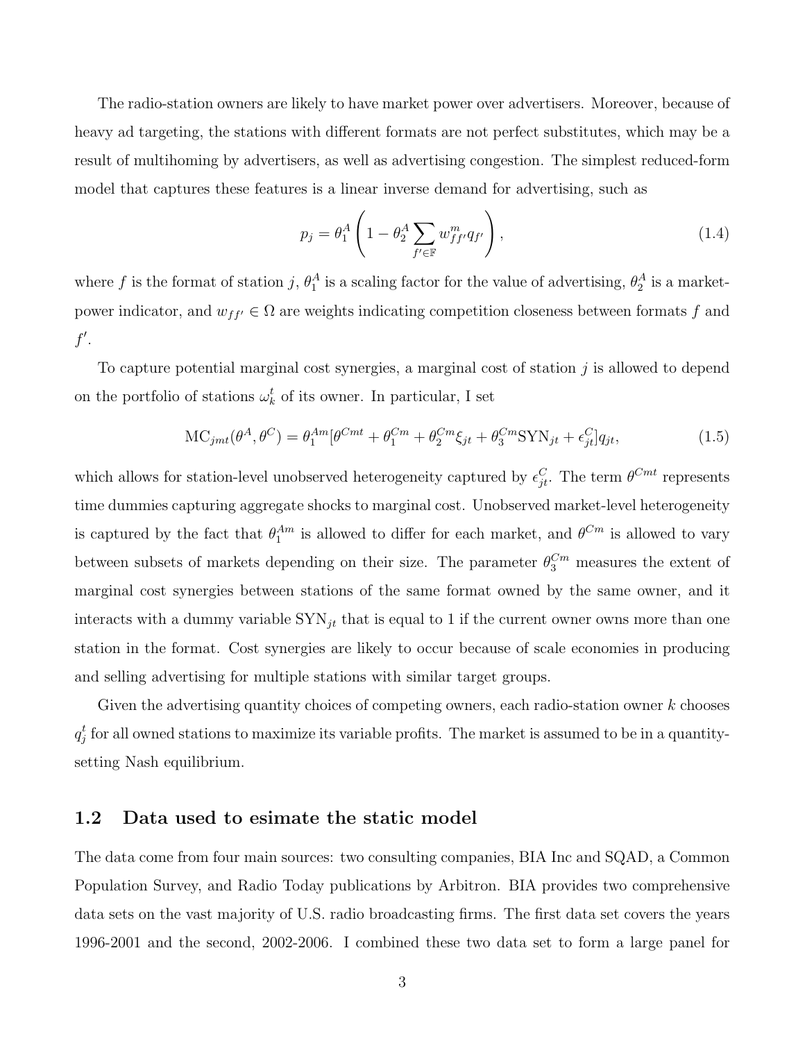The radio-station owners are likely to have market power over advertisers. Moreover, because of heavy ad targeting, the stations with different formats are not perfect substitutes, which may be a result of multihoming by advertisers, as well as advertising congestion. The simplest reduced-form model that captures these features is a linear inverse demand for advertising, such as

$$p_j = \theta_1^A \left( 1 - \theta_2^A \sum_{f' \in \mathbb{F}} w_{ff'}^m q_{f'} \right), \tag{1.4}$$

where $f$ is the format of station $j$, $\theta_1^A$ is a scaling factor for the value of advertising, $\theta_2^A$ is a market-power indicator, and $w_{ff'} \in \Omega$ are weights indicating competition closeness between formats $f$ and $f'$.

To capture potential marginal cost synergies, a marginal cost of station $j$ is allowed to depend on the portfolio of stations $\omega_k^t$ of its owner. In particular, I set

$$\text{MC}_{jmt}(\theta^A, \theta^C) = \theta_1^{Am}[\theta^{Cmt} + \theta_1^{Cm} + \theta_2^{Cm}\xi_{jt} + \theta_3^{Cm}\text{SYN}_{jt} + \epsilon_{jt}^C]q_{jt}, \tag{1.5}$$

which allows for station-level unobserved heterogeneity captured by $\epsilon_{jt}^C$. The term $\theta^{Cmt}$ represents time dummies capturing aggregate shocks to marginal cost. Unobserved market-level heterogeneity is captured by the fact that $\theta_1^{Am}$ is allowed to differ for each market, and $\theta^{Cm}$ is allowed to vary between subsets of markets depending on their size. The parameter $\theta_3^{Cm}$ measures the extent of marginal cost synergies between stations of the same format owned by the same owner, and it interacts with a dummy variable $\text{SYN}_{jt}$ that is equal to 1 if the current owner owns more than one station in the format. Cost synergies are likely to occur because of scale economies in producing and selling advertising for multiple stations with similar target groups.

Given the advertising quantity choices of competing owners, each radio-station owner $k$ chooses $q_j^t$ for all owned stations to maximize its variable profits. The market is assumed to be in a quantity-setting Nash equilibrium.

## 1.2 Data used to esimate the static model

The data come from four main sources: two consulting companies, BIA Inc and SQAD, a Common Population Survey, and Radio Today publications by Arbitron. BIA provides two comprehensive data sets on the vast majority of U.S. radio broadcasting firms. The first data set covers the years 1996-2001 and the second, 2002-2006. I combined these two data set to form a large panel for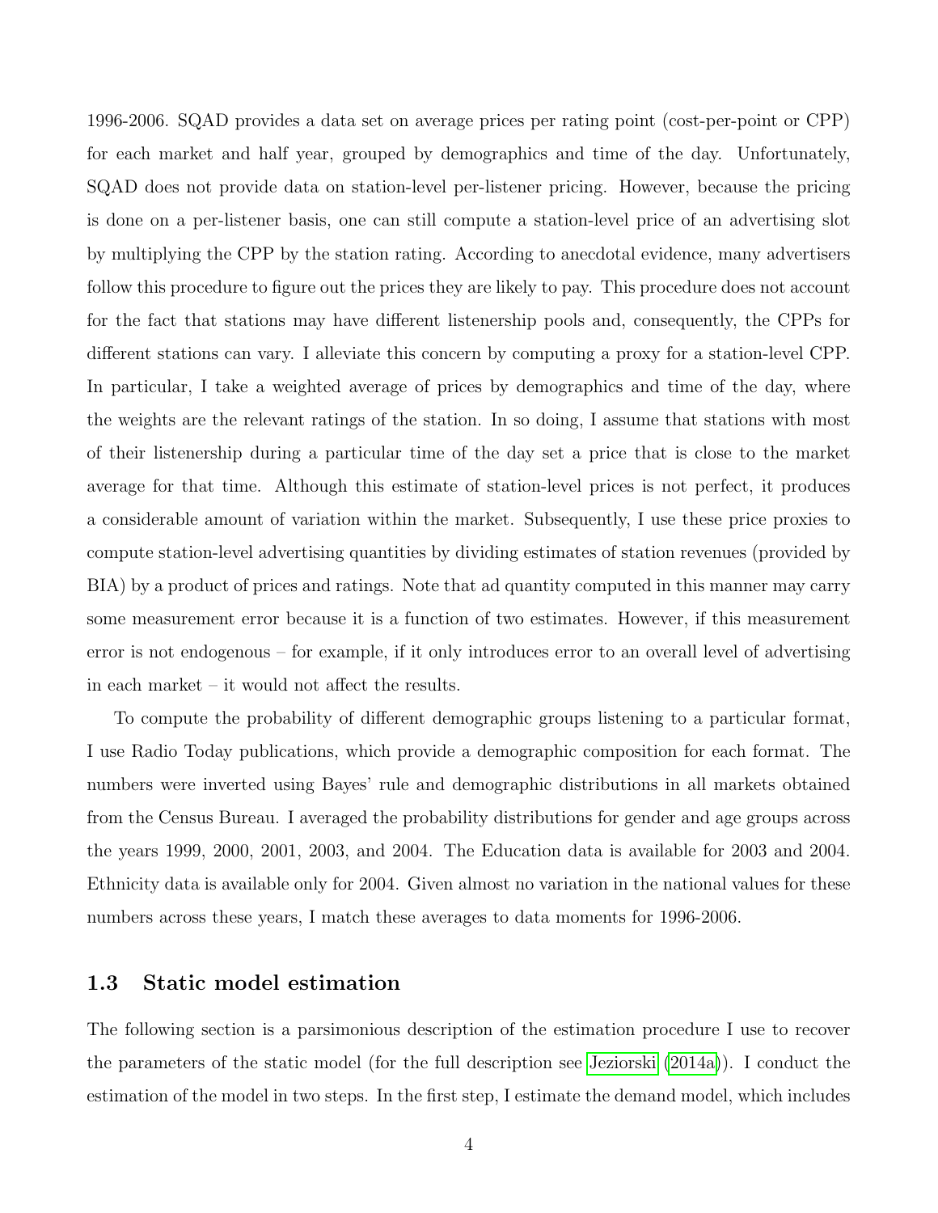1996-2006. SQAD provides a data set on average prices per rating point (cost-per-point or CPP) for each market and half year, grouped by demographics and time of the day. Unfortunately, SQAD does not provide data on station-level per-listener pricing. However, because the pricing is done on a per-listener basis, one can still compute a station-level price of an advertising slot by multiplying the CPP by the station rating. According to anecdotal evidence, many advertisers follow this procedure to figure out the prices they are likely to pay. This procedure does not account for the fact that stations may have different listenership pools and, consequently, the CPPs for different stations can vary. I alleviate this concern by computing a proxy for a station-level CPP. In particular, I take a weighted average of prices by demographics and time of the day, where the weights are the relevant ratings of the station. In so doing, I assume that stations with most of their listenership during a particular time of the day set a price that is close to the market average for that time. Although this estimate of station-level prices is not perfect, it produces a considerable amount of variation within the market. Subsequently, I use these price proxies to compute station-level advertising quantities by dividing estimates of station revenues (provided by BIA) by a product of prices and ratings. Note that ad quantity computed in this manner may carry some measurement error because it is a function of two estimates. However, if this measurement error is not endogenous – for example, if it only introduces error to an overall level of advertising in each market – it would not affect the results.

To compute the probability of different demographic groups listening to a particular format, I use Radio Today publications, which provide a demographic composition for each format. The numbers were inverted using Bayes' rule and demographic distributions in all markets obtained from the Census Bureau. I averaged the probability distributions for gender and age groups across the years 1999, 2000, 2001, 2003, and 2004. The Education data is available for 2003 and 2004. Ethnicity data is available only for 2004. Given almost no variation in the national values for these numbers across these years, I match these averages to data moments for 1996-2006.

### 1.3 Static model estimation

The following section is a parsimonious description of the estimation procedure I use to recover the parameters of the static model (for the full description see Jeziorski (2014a)). I conduct the estimation of the model in two steps. In the first step, I estimate the demand model, which includes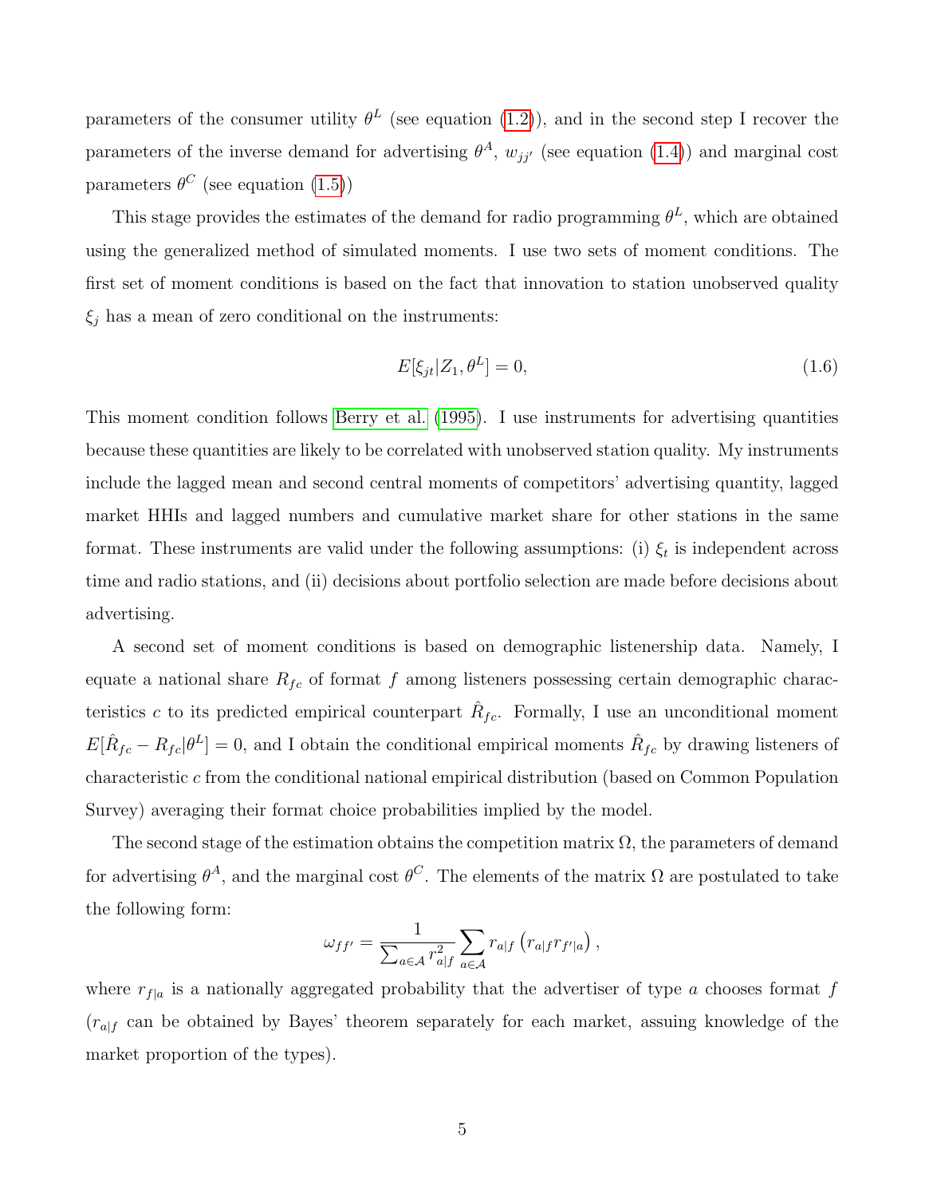parameters of the consumer utility $\theta^L$ (see equation (1.2)), and in the second step I recover the parameters of the inverse demand for advertising $\theta^A$, $w_{jj'}$ (see equation (1.4)) and marginal cost parameters $\theta^C$ (see equation (1.5))

This stage provides the estimates of the demand for radio programming $\theta^L$, which are obtained using the generalized method of simulated moments. I use two sets of moment conditions. The first set of moment conditions is based on the fact that innovation to station unobserved quality $\xi_j$ has a mean of zero conditional on the instruments:

$$E[\xi_{jt}|Z_1, \theta^L] = 0, \tag{1.6}$$

This moment condition follows Berry et al. (1995). I use instruments for advertising quantities because these quantities are likely to be correlated with unobserved station quality. My instruments include the lagged mean and second central moments of competitors' advertising quantity, lagged market HHIs and lagged numbers and cumulative market share for other stations in the same format. These instruments are valid under the following assumptions: (i) $\xi_t$ is independent across time and radio stations, and (ii) decisions about portfolio selection are made before decisions about advertising.

A second set of moment conditions is based on demographic listenership data. Namely, I equate a national share $R_{fc}$ of format $f$ among listeners possessing certain demographic characteristics $c$ to its predicted empirical counterpart $\hat{R}_{fc}$. Formally, I use an unconditional moment $E[\hat{R}_{fc} - R_{fc}|\theta^L] = 0$, and I obtain the conditional empirical moments $\hat{R}_{fc}$ by drawing listeners of characteristic $c$ from the conditional national empirical distribution (based on Common Population Survey) averaging their format choice probabilities implied by the model.

The second stage of the estimation obtains the competition matrix $\Omega$, the parameters of demand for advertising $\theta^A$, and the marginal cost $\theta^C$. The elements of the matrix $\Omega$ are postulated to take the following form:

$$\omega_{ff'} = \frac{1}{\sum_{a \in \mathcal{A}} r_{a|f}^2} \sum_{a \in \mathcal{A}} r_{a|f} \left( r_{a|f} r_{f'|a} \right),$$

where $r_{f|a}$ is a nationally aggregated probability that the advertiser of type $a$ chooses format $f$ ($r_{a|f}$ can be obtained by Bayes' theorem separately for each market, assuing knowledge of the market proportion of the types).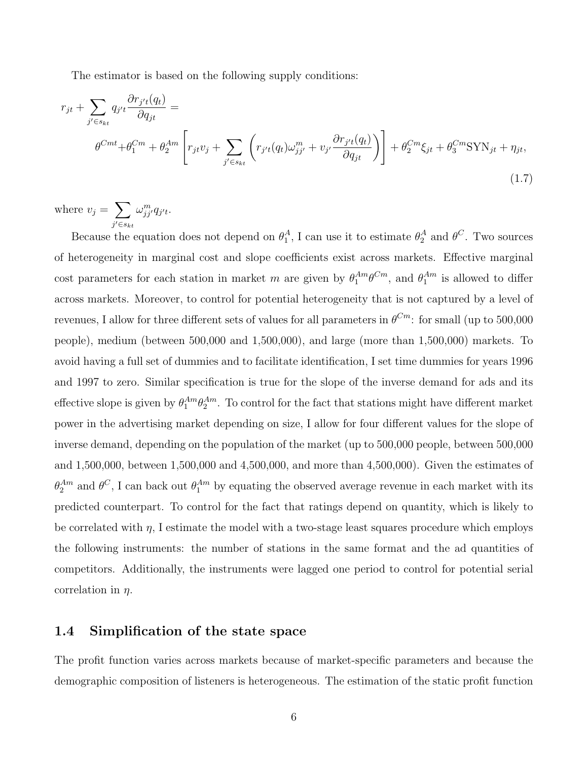The estimator is based on the following supply conditions:

$$
\begin{aligned}
r_{jt} + \sum_{j' \in s_{kt}} q_{j't} \frac{\partial r_{j't}(q_t)}{\partial q_{jt}} = \\
\theta^{Cmt} + \theta_1^{Cm} + \theta_2^{Am} \left[ r_{jt} v_j + \sum_{j' \in s_{kt}} \left( r_{j't}(q_t) \omega_{jj'}^m + v_{j'} \frac{\partial r_{j't}(q_t)}{\partial q_{jt}} \right) \right] + \theta_2^{Cm} \xi_{jt} + \theta_3^{Cm} \text{SYN}_{jt} + \eta_{jt},
\end{aligned}
\tag{1.7}
$$

where $v_j = \sum_{j' \in s_{kt}} \omega_{jj'}^m q_{j't}$.

Because the equation does not depend on $\theta_1^A$, I can use it to estimate $\theta_2^A$ and $\theta^C$. Two sources of heterogeneity in marginal cost and slope coefficients exist across markets. Effective marginal cost parameters for each station in market $m$ are given by $\theta_1^{Am}\theta^{Cm}$, and $\theta_1^{Am}$ is allowed to differ across markets. Moreover, to control for potential heterogeneity that is not captured by a level of revenues, I allow for three different sets of values for all parameters in $\theta^{Cm}$: for small (up to 500,000 people), medium (between 500,000 and 1,500,000), and large (more than 1,500,000) markets. To avoid having a full set of dummies and to facilitate identification, I set time dummies for years 1996 and 1997 to zero. Similar specification is true for the slope of the inverse demand for ads and its effective slope is given by $\theta_1^{Am}\theta_2^{Am}$. To control for the fact that stations might have different market power in the advertising market depending on size, I allow for four different values for the slope of inverse demand, depending on the population of the market (up to 500,000 people, between 500,000 and 1,500,000, between 1,500,000 and 4,500,000, and more than 4,500,000). Given the estimates of $\theta_2^{Am}$ and $\theta^C$, I can back out $\theta_1^{Am}$ by equating the observed average revenue in each market with its predicted counterpart. To control for the fact that ratings depend on quantity, which is likely to be correlated with $\eta$, I estimate the model with a two-stage least squares procedure which employs the following instruments: the number of stations in the same format and the ad quantities of competitors. Additionally, the instruments were lagged one period to control for potential serial correlation in $\eta$.

## 1.4 Simplification of the state space

The profit function varies across markets because of market-specific parameters and because the demographic composition of listeners is heterogeneous. The estimation of the static profit function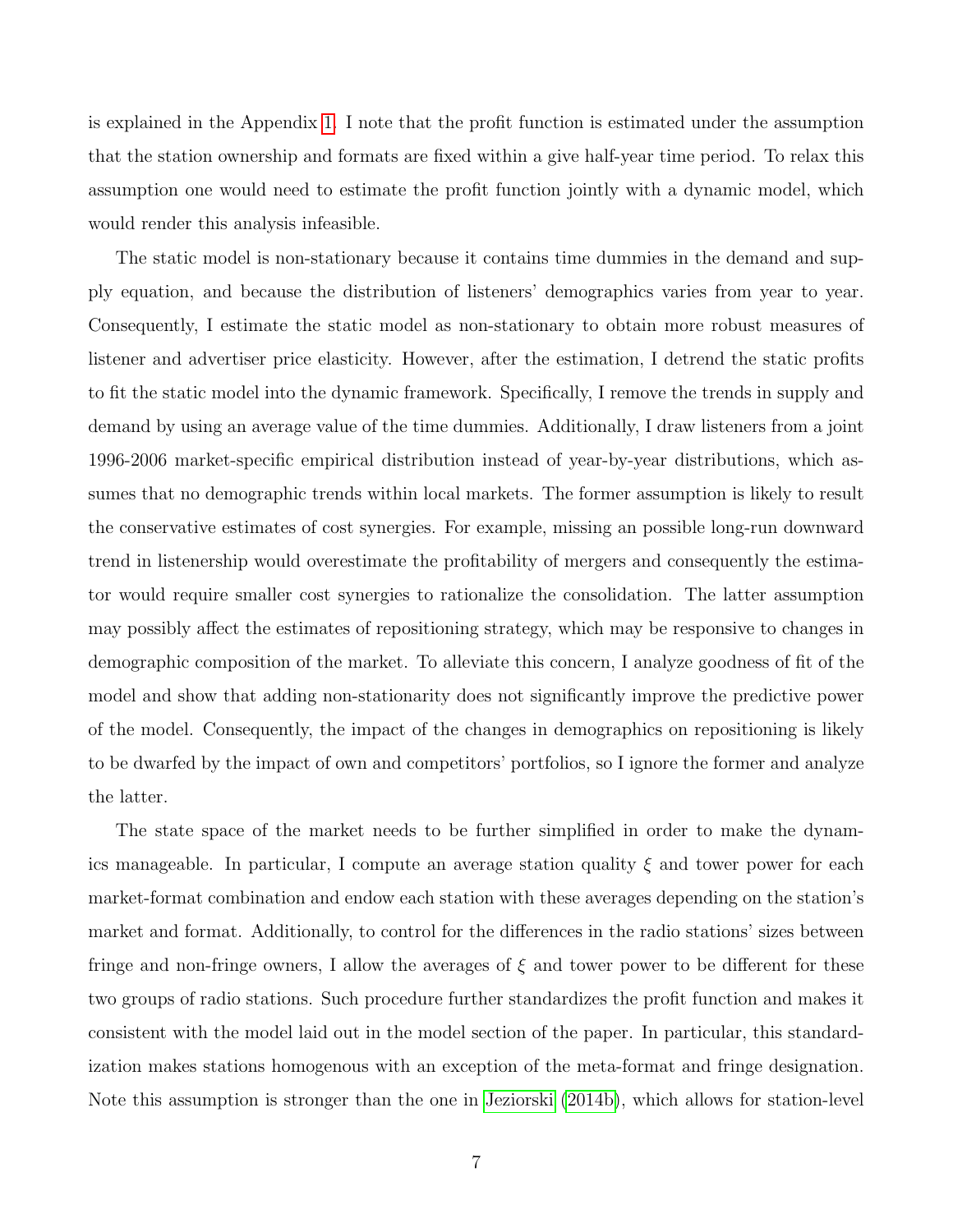is explained in the Appendix 1. I note that the profit function is estimated under the assumption that the station ownership and formats are fixed within a give half-year time period. To relax this assumption one would need to estimate the profit function jointly with a dynamic model, which would render this analysis infeasible.

The static model is non-stationary because it contains time dummies in the demand and supply equation, and because the distribution of listeners' demographics varies from year to year. Consequently, I estimate the static model as non-stationary to obtain more robust measures of listener and advertiser price elasticity. However, after the estimation, I detrend the static profits to fit the static model into the dynamic framework. Specifically, I remove the trends in supply and demand by using an average value of the time dummies. Additionally, I draw listeners from a joint 1996-2006 market-specific empirical distribution instead of year-by-year distributions, which assumes that no demographic trends within local markets. The former assumption is likely to result the conservative estimates of cost synergies. For example, missing an possible long-run downward trend in listenership would overestimate the profitability of mergers and consequently the estimator would require smaller cost synergies to rationalize the consolidation. The latter assumption may possibly affect the estimates of repositioning strategy, which may be responsive to changes in demographic composition of the market. To alleviate this concern, I analyze goodness of fit of the model and show that adding non-stationarity does not significantly improve the predictive power of the model. Consequently, the impact of the changes in demographics on repositioning is likely to be dwarfed by the impact of own and competitors' portfolios, so I ignore the former and analyze the latter.

The state space of the market needs to be further simplified in order to make the dynamics manageable. In particular, I compute an average station quality $\xi$ and tower power for each market-format combination and endow each station with these averages depending on the station's market and format. Additionally, to control for the differences in the radio stations' sizes between fringe and non-fringe owners, I allow the averages of $\xi$ and tower power to be different for these two groups of radio stations. Such procedure further standardizes the profit function and makes it consistent with the model laid out in the model section of the paper. In particular, this standardization makes stations homogenous with an exception of the meta-format and fringe designation. Note this assumption is stronger than the one in Jeziorski (2014b), which allows for station-level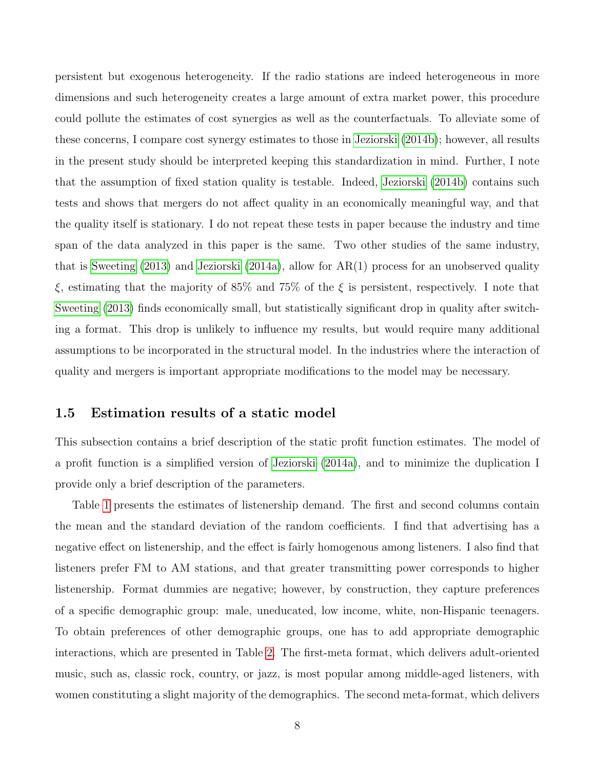persistent but exogenous heterogeneity. If the radio stations are indeed heterogeneous in more dimensions and such heterogeneity creates a large amount of extra market power, this procedure could pollute the estimates of cost synergies as well as the counterfactuals. To alleviate some of these concerns, I compare cost synergy estimates to those in Jeziorski (2014b); however, all results in the present study should be interpreted keeping this standardization in mind. Further, I note that the assumption of fixed station quality is testable. Indeed, Jeziorski (2014b) contains such tests and shows that mergers do not affect quality in an economically meaningful way, and that the quality itself is stationary. I do not repeat these tests in paper because the industry and time span of the data analyzed in this paper is the same. Two other studies of the same industry, that is Sweeting (2013) and Jeziorski (2014a), allow for AR(1) process for an unobserved quality $\xi$, estimating that the majority of 85% and 75% of the $\xi$ is persistent, respectively. I note that Sweeting (2013) finds economically small, but statistically significant drop in quality after switching a format. This drop is unlikely to influence my results, but would require many additional assumptions to be incorporated in the structural model. In the industries where the interaction of quality and mergers is important appropriate modifications to the model may be necessary.

## 1.5 Estimation results of a static model

This subsection contains a brief description of the static profit function estimates. The model of a profit function is a simplified version of Jeziorski (2014a), and to minimize the duplication I provide only a brief description of the parameters.

Table 1 presents the estimates of listenership demand. The first and second columns contain the mean and the standard deviation of the random coefficients. I find that advertising has a negative effect on listenership, and the effect is fairly homogenous among listeners. I also find that listeners prefer FM to AM stations, and that greater transmitting power corresponds to higher listenership. Format dummies are negative; however, by construction, they capture preferences of a specific demographic group: male, uneducated, low income, white, non-Hispanic teenagers. To obtain preferences of other demographic groups, one has to add appropriate demographic interactions, which are presented in Table 2. The first-meta format, which delivers adult-oriented music, such as, classic rock, country, or jazz, is most popular among middle-aged listeners, with women constituting a slight majority of the demographics. The second meta-format, which delivers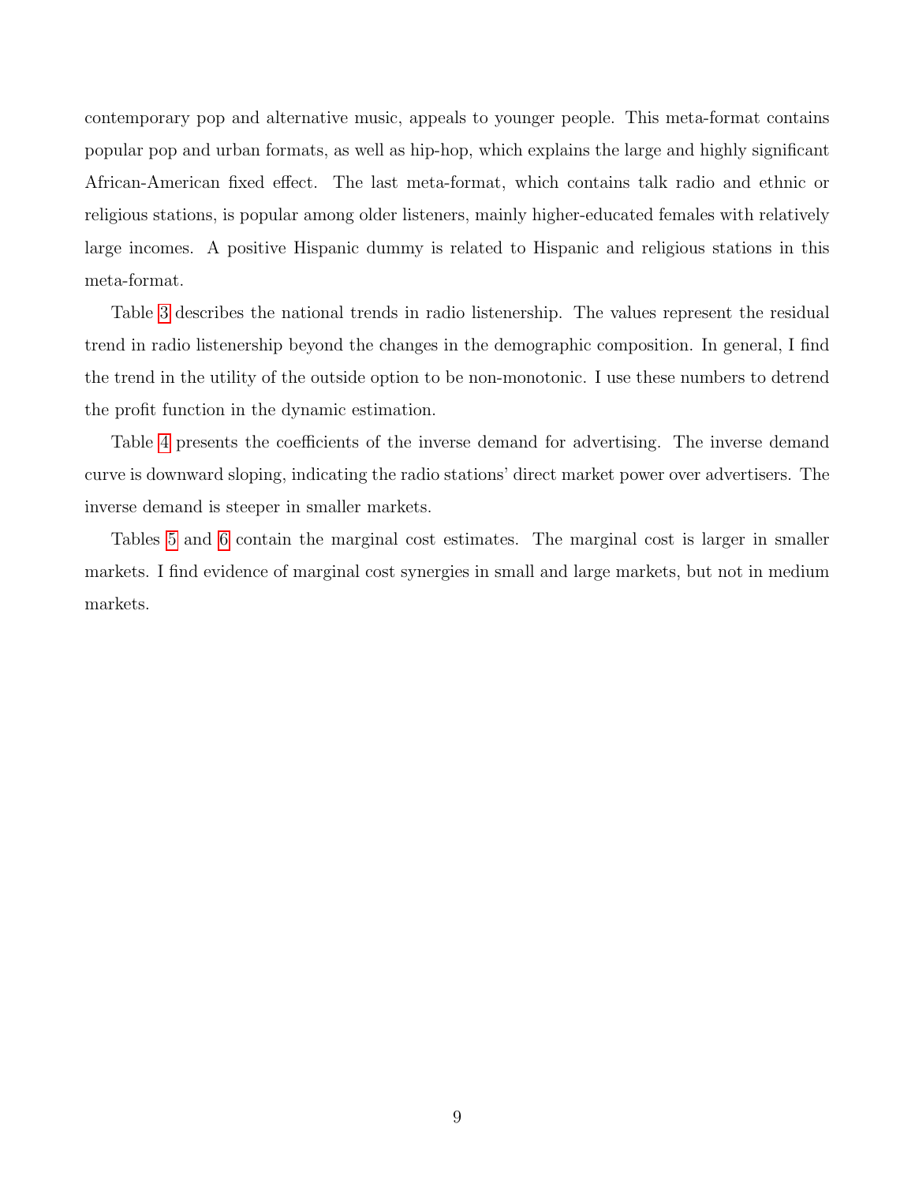contemporary pop and alternative music, appeals to younger people. This meta-format contains popular pop and urban formats, as well as hip-hop, which explains the large and highly significant African-American fixed effect. The last meta-format, which contains talk radio and ethnic or religious stations, is popular among older listeners, mainly higher-educated females with relatively large incomes. A positive Hispanic dummy is related to Hispanic and religious stations in this meta-format.

Table 3 describes the national trends in radio listenership. The values represent the residual trend in radio listenership beyond the changes in the demographic composition. In general, I find the trend in the utility of the outside option to be non-monotonic. I use these numbers to detrend the profit function in the dynamic estimation.

Table 4 presents the coefficients of the inverse demand for advertising. The inverse demand curve is downward sloping, indicating the radio stations' direct market power over advertisers. The inverse demand is steeper in smaller markets.

Tables 5 and 6 contain the marginal cost estimates. The marginal cost is larger in smaller markets. I find evidence of marginal cost synergies in small and large markets, but not in medium markets.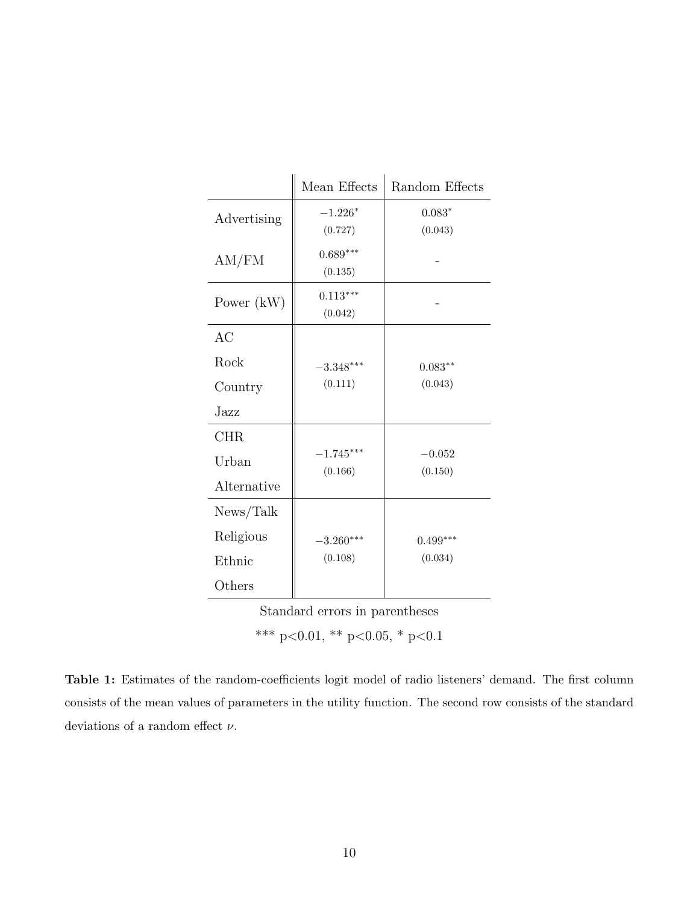| | Mean Effects | Random Effects |
|---|---|---|
| Advertising | $-1.226^{*}$ (0.727) | $0.083^{*}$ (0.043) |
| AM/FM | $0.689^{***}$ (0.135) | - |
| Power (kW) | $0.113^{***}$ (0.042) | - |
| AC, Rock, Country, Jazz | $-3.348^{***}$ (0.111) | $0.083^{**}$ (0.043) |
| CHR, Urban, Alternative | $-1.745^{***}$ (0.166) | $-0.052$ (0.150) |
| News/Talk, Religious, Ethnic, Others | $-3.260^{***}$ (0.108) | $0.499^{***}$ (0.034) |

Standard errors in parentheses

*** p<0.01, ** p<0.05, * p<0.1

**Table 1:** Estimates of the random-coefficients logit model of radio listeners' demand. The first column consists of the mean values of parameters in the utility function. The second row consists of the standard deviations of a random effect $\nu$.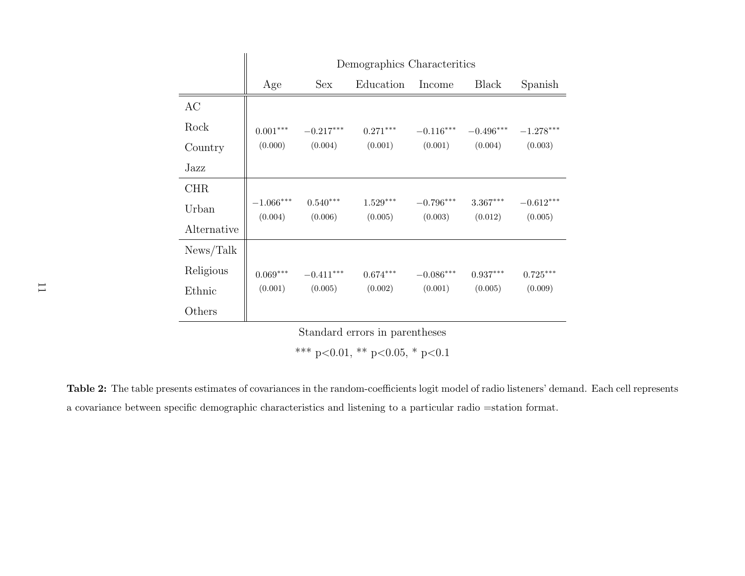| | Demographics Characteritics | | | | | |
|---|---|---|---|---|---|---|
| | Age | Sex | Education | Income | Black | Spanish |
| AC<br>Rock<br>Country<br>Jazz | $0.001^{***}$<br>(0.000) | $-0.217^{***}$<br>(0.004) | $0.271^{***}$<br>(0.001) | $-0.116^{***}$<br>(0.001) | $-0.496^{***}$<br>(0.004) | $-1.278^{***}$<br>(0.003) |
| CHR<br>Urban<br>Alternative | $-1.066^{***}$<br>(0.004) | $0.540^{***}$<br>(0.006) | $1.529^{***}$<br>(0.005) | $-0.796^{***}$<br>(0.003) | $3.367^{***}$<br>(0.012) | $-0.612^{***}$<br>(0.005) |
| News/Talk<br>Religious<br>Ethnic<br>Others | $0.069^{***}$<br>(0.001) | $-0.411^{***}$<br>(0.005) | $0.674^{***}$<br>(0.002) | $-0.086^{***}$<br>(0.001) | $0.937^{***}$<br>(0.005) | $0.725^{***}$<br>(0.009) |

Standard errors in parentheses

*** p<0.01, ** p<0.05, * p<0.1

**Table 2:** The table presents estimates of covariances in the random-coefficients logit model of radio listeners' demand. Each cell represents a covariance between specific demographic characteristics and listening to a particular radio =station format.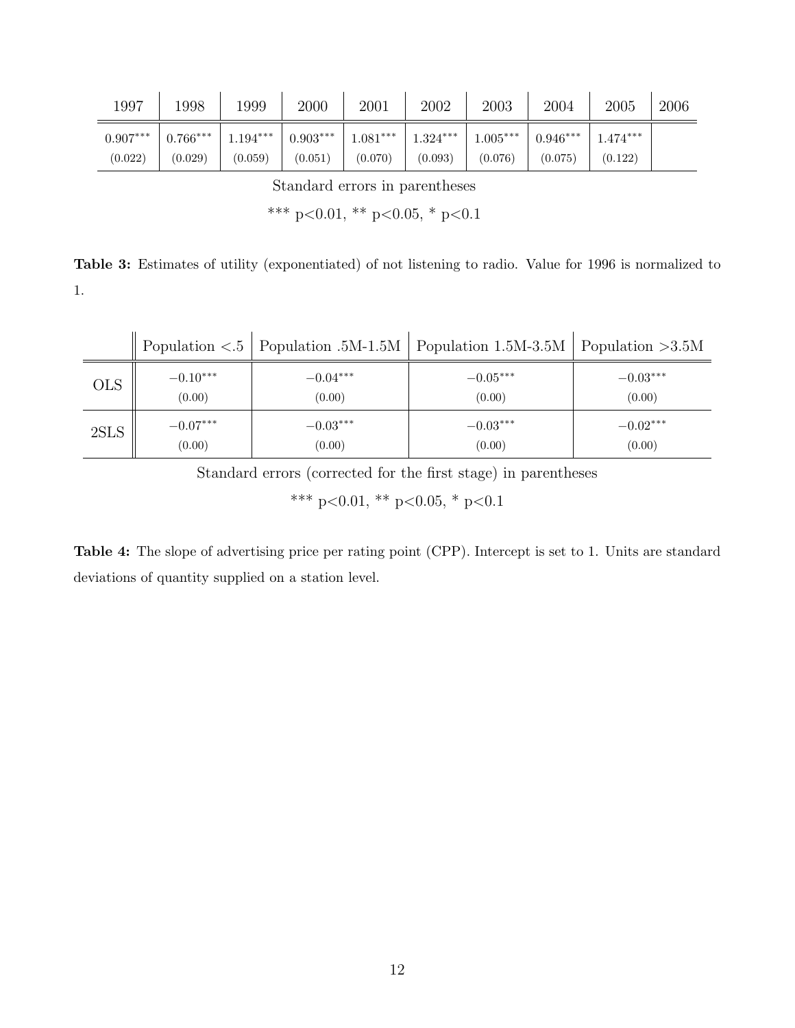| 1997 | 1998 | 1999 | 2000 | 2001 | 2002 | 2003 | 2004 | 2005 | 2006 |
|---|---|---|---|---|---|---|---|---|---|
| $0.907^{***}$ | $0.766^{***}$ | $1.194^{***}$ | $0.903^{***}$ | $1.081^{***}$ | $1.324^{***}$ | $1.005^{***}$ | $0.946^{***}$ | $1.474^{***}$ | |
| (0.022) | (0.029) | (0.059) | (0.051) | (0.070) | (0.093) | (0.076) | (0.075) | (0.122) | |

Standard errors in parentheses

*** p<0.01, ** p<0.05, * p<0.1

**Table 3:** Estimates of utility (exponentiated) of not listening to radio. Value for 1996 is normalized to 1.

| | Population <.5 | Population .5M-1.5M | Population 1.5M-3.5M | Population >3.5M |
|---|---|---|---|---|
| OLS | $-0.10^{***}$ | $-0.04^{***}$ | $-0.05^{***}$ | $-0.03^{***}$ |
| | (0.00) | (0.00) | (0.00) | (0.00) |
| 2SLS | $-0.07^{***}$ | $-0.03^{***}$ | $-0.03^{***}$ | $-0.02^{***}$ |
| | (0.00) | (0.00) | (0.00) | (0.00) |

Standard errors (corrected for the first stage) in parentheses

*** p<0.01, ** p<0.05, * p<0.1

**Table 4:** The slope of advertising price per rating point (CPP). Intercept is set to 1. Units are standard deviations of quantity supplied on a station level.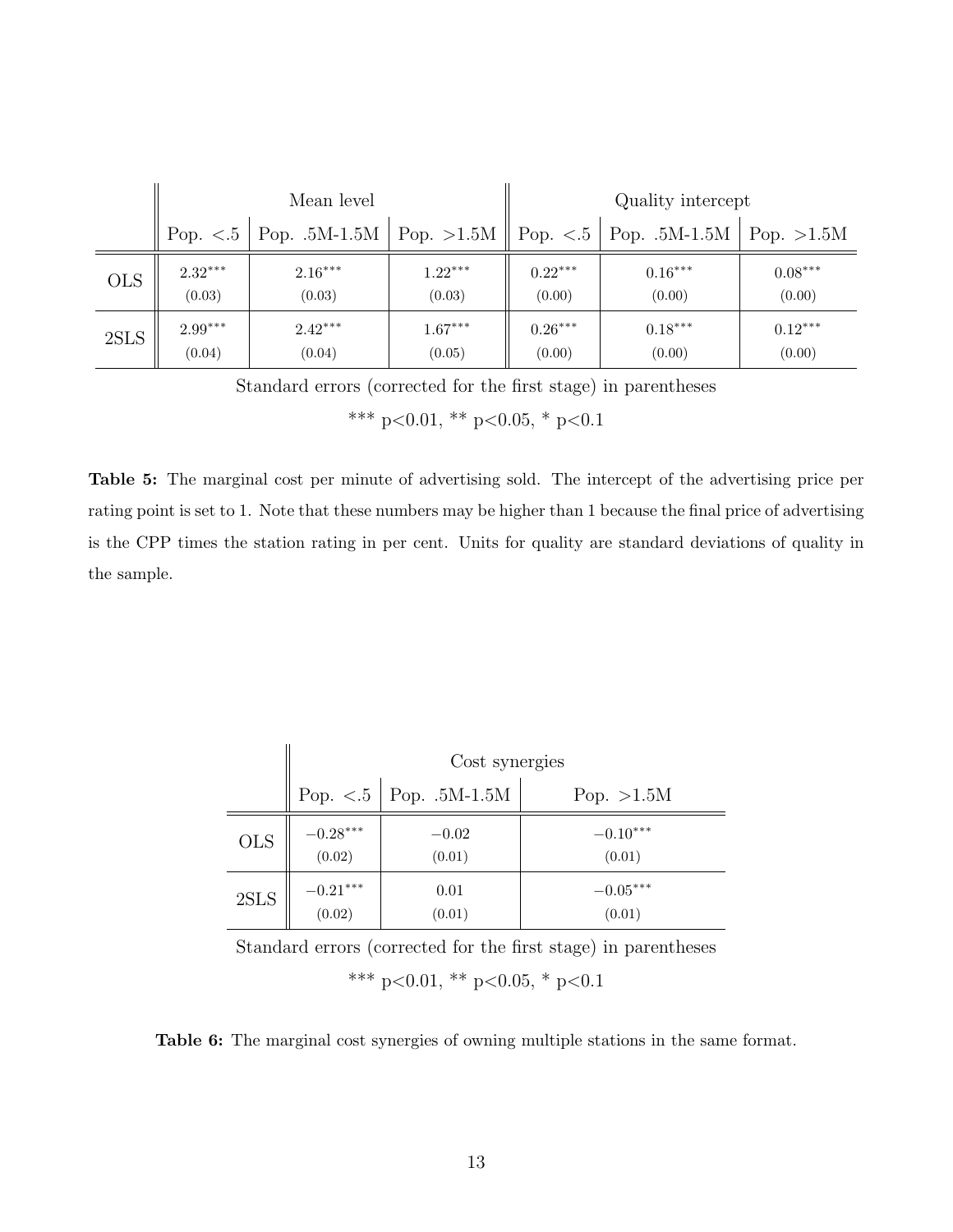| | Mean level | | | Quality intercept | | |
|---|---|---|---|---|---|---|
| | Pop. <.5 | Pop. .5M-1.5M | Pop. >1.5M | Pop. <.5 | Pop. .5M-1.5M | Pop. >1.5M |
| OLS | $2.32^{***}$ (0.03) | $2.16^{***}$ (0.03) | $1.22^{***}$ (0.03) | $0.22^{***}$ (0.00) | $0.16^{***}$ (0.00) | $0.08^{***}$ (0.00) |
| 2SLS | $2.99^{***}$ (0.04) | $2.42^{***}$ (0.04) | $1.67^{***}$ (0.05) | $0.26^{***}$ (0.00) | $0.18^{***}$ (0.00) | $0.12^{***}$ (0.00) |

Standard errors (corrected for the first stage) in parentheses

*** p<0.01, ** p<0.05, * p<0.1

**Table 5:** The marginal cost per minute of advertising sold. The intercept of the advertising price per rating point is set to 1. Note that these numbers may be higher than 1 because the final price of advertising is the CPP times the station rating in per cent. Units for quality are standard deviations of quality in the sample.

| | Cost synergies | | |
|---|---|---|---|
| | Pop. <.5 | Pop. .5M-1.5M | Pop. >1.5M |
| OLS | $-0.28^{***}$ (0.02) | $-0.02$ (0.01) | $-0.10^{***}$ (0.01) |
| 2SLS | $-0.21^{***}$ (0.02) | 0.01 (0.01) | $-0.05^{***}$ (0.01) |

Standard errors (corrected for the first stage) in parentheses

*** p<0.01, ** p<0.05, * p<0.1

**Table 6:** The marginal cost synergies of owning multiple stations in the same format.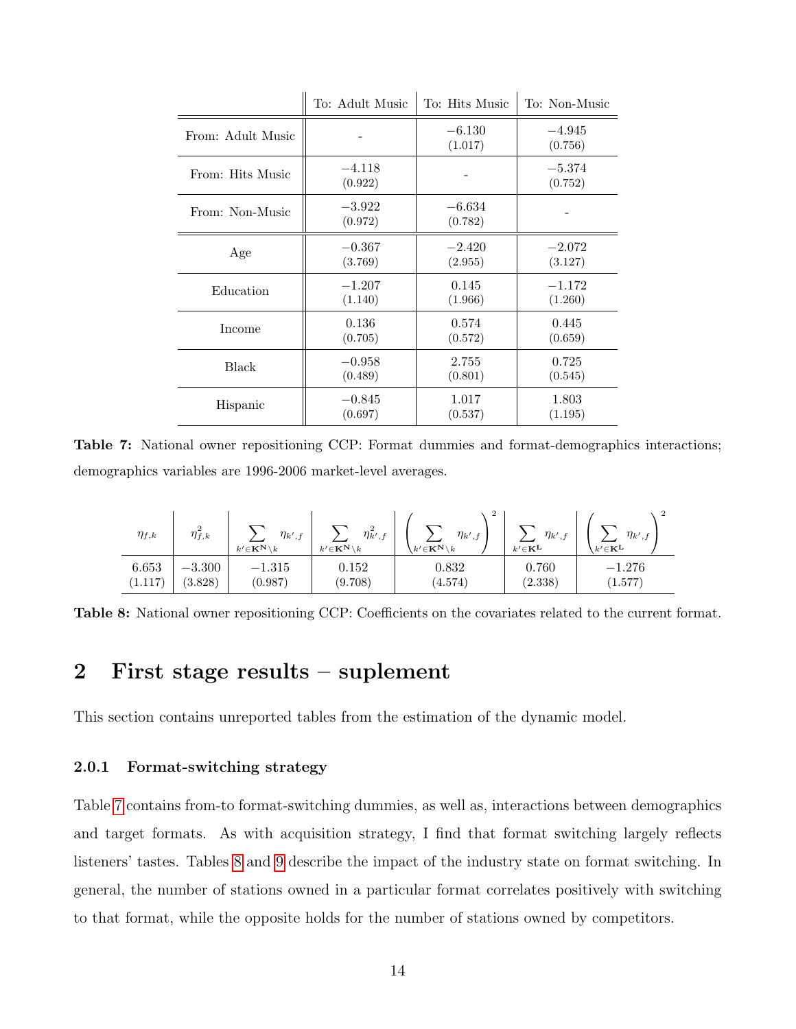| | To: Adult Music | To: Hits Music | To: Non-Music |
|---|---|---|---|
| From: Adult Music | - | $-6.130$ (1.017) | $-4.945$ (0.756) |
| From: Hits Music | $-4.118$ (0.922) | - | $-5.374$ (0.752) |
| From: Non-Music | $-3.922$ (0.972) | $-6.634$ (0.782) | - |
| Age | $-0.367$ (3.769) | $-2.420$ (2.955) | $-2.072$ (3.127) |
| Education | $-1.207$ (1.140) | 0.145 (1.966) | $-1.172$ (1.260) |
| Income | 0.136 (0.705) | 0.574 (0.572) | 0.445 (0.659) |
| Black | $-0.958$ (0.489) | 2.755 (0.801) | 0.725 (0.545) |
| Hispanic | $-0.845$ (0.697) | 1.017 (0.537) | 1.803 (1.195) |

**Table 7:** National owner repositioning CCP: Format dummies and format-demographics interactions; demographics variables are 1996-2006 market-level averages.

| $\eta_{f,k}$ | $\eta^2_{f,k}$ | $\sum_{k' \in \mathbf{K^N} \setminus k} \eta_{k',f}$ | $\sum_{k' \in \mathbf{K^N} \setminus k} \eta^2_{k',f}$ | $\left( \sum_{k' \in \mathbf{K^N} \setminus k} \eta_{k',f} \right)^2$ | $\sum_{k' \in \mathbf{K^L}} \eta_{k',f}$ | $\left( \sum_{k' \in \mathbf{K^L}} \eta_{k',f} \right)^2$ |
|---|---|---|---|---|---|---|
| 6.653 (1.117) | $-3.300$ (3.828) | $-1.315$ (0.987) | 0.152 (9.708) | 0.832 (4.574) | 0.760 (2.338) | $-1.276$ (1.577) |

**Table 8:** National owner repositioning CCP: Coefficients on the covariates related to the current format.

# 2 First stage results – suplement

This section contains unreported tables from the estimation of the dynamic model.

### 2.0.1 Format-switching strategy

Table 7 contains from-to format-switching dummies, as well as, interactions between demographics and target formats. As with acquisition strategy, I find that format switching largely reflects listeners' tastes. Tables 8 and 9 describe the impact of the industry state on format switching. In general, the number of stations owned in a particular format correlates positively with switching to that format, while the opposite holds for the number of stations owned by competitors.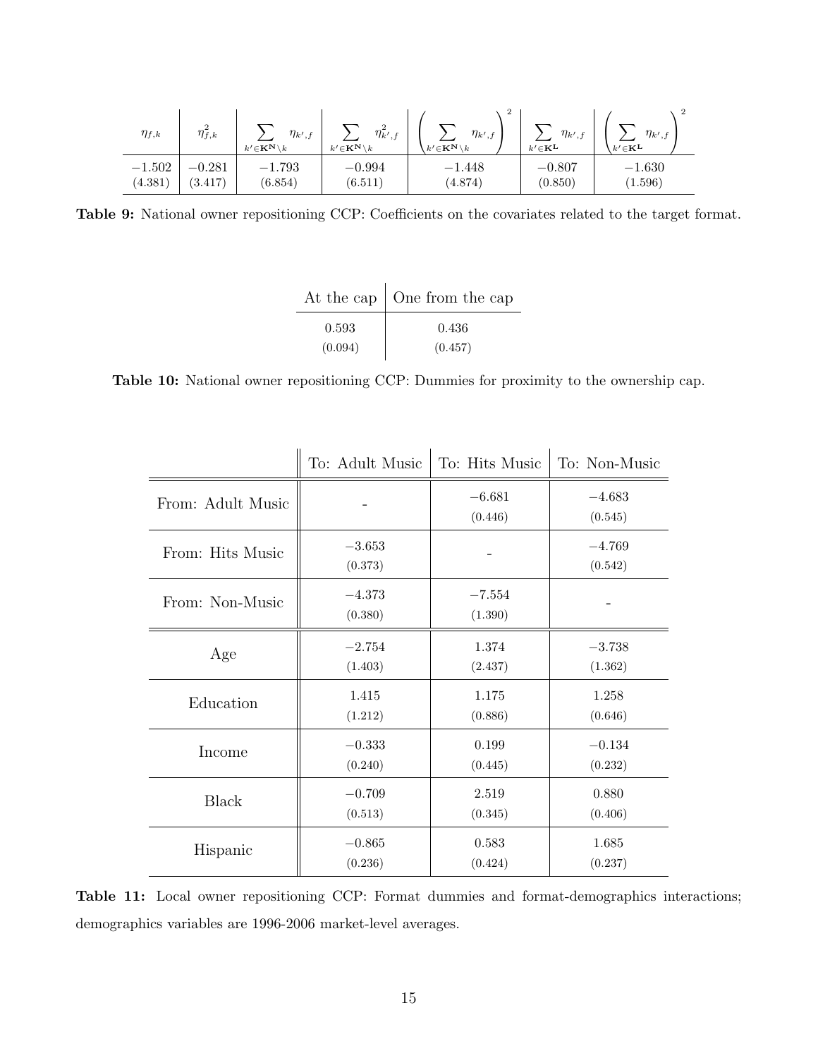| $\eta_{f,k}$ | $\eta_{f,k}^2$ | $\sum_{k' \in \mathbf{K^N} \setminus k} \eta_{k',f}$ | $\sum_{k' \in \mathbf{K^N} \setminus k} \eta_{k',f}^2$ | $\left( \sum_{k' \in \mathbf{K^N} \setminus k} \eta_{k',f} \right)^2$ | $\sum_{k' \in \mathbf{K^L}} \eta_{k',f}$ | $\left( \sum_{k' \in \mathbf{K^L}} \eta_{k',f} \right)^2$ |
|---|---|---|---|---|---|---|
| −1.502 (4.381) | −0.281 (3.417) | −1.793 (6.854) | −0.994 (6.511) | −1.448 (4.874) | −0.807 (0.850) | −1.630 (1.596) |

**Table 9:** National owner repositioning CCP: Coefficients on the covariates related to the target format.

| At the cap | One from the cap |
|---|---|
| 0.593 (0.094) | 0.436 (0.457) |

**Table 10:** National owner repositioning CCP: Dummies for proximity to the ownership cap.

| | To: Adult Music | To: Hits Music | To: Non-Music |
|---|---|---|---|
| From: Adult Music | - | −6.681 (0.446) | −4.683 (0.545) |
| From: Hits Music | −3.653 (0.373) | - | −4.769 (0.542) |
| From: Non-Music | −4.373 (0.380) | −7.554 (1.390) | - |
| Age | −2.754 (1.403) | 1.374 (2.437) | −3.738 (1.362) |
| Education | 1.415 (1.212) | 1.175 (0.886) | 1.258 (0.646) |
| Income | −0.333 (0.240) | 0.199 (0.445) | −0.134 (0.232) |
| Black | −0.709 (0.513) | 2.519 (0.345) | 0.880 (0.406) |
| Hispanic | −0.865 (0.236) | 0.583 (0.424) | 1.685 (0.237) |

**Table 11:** Local owner repositioning CCP: Format dummies and format-demographics interactions; demographics variables are 1996-2006 market-level averages.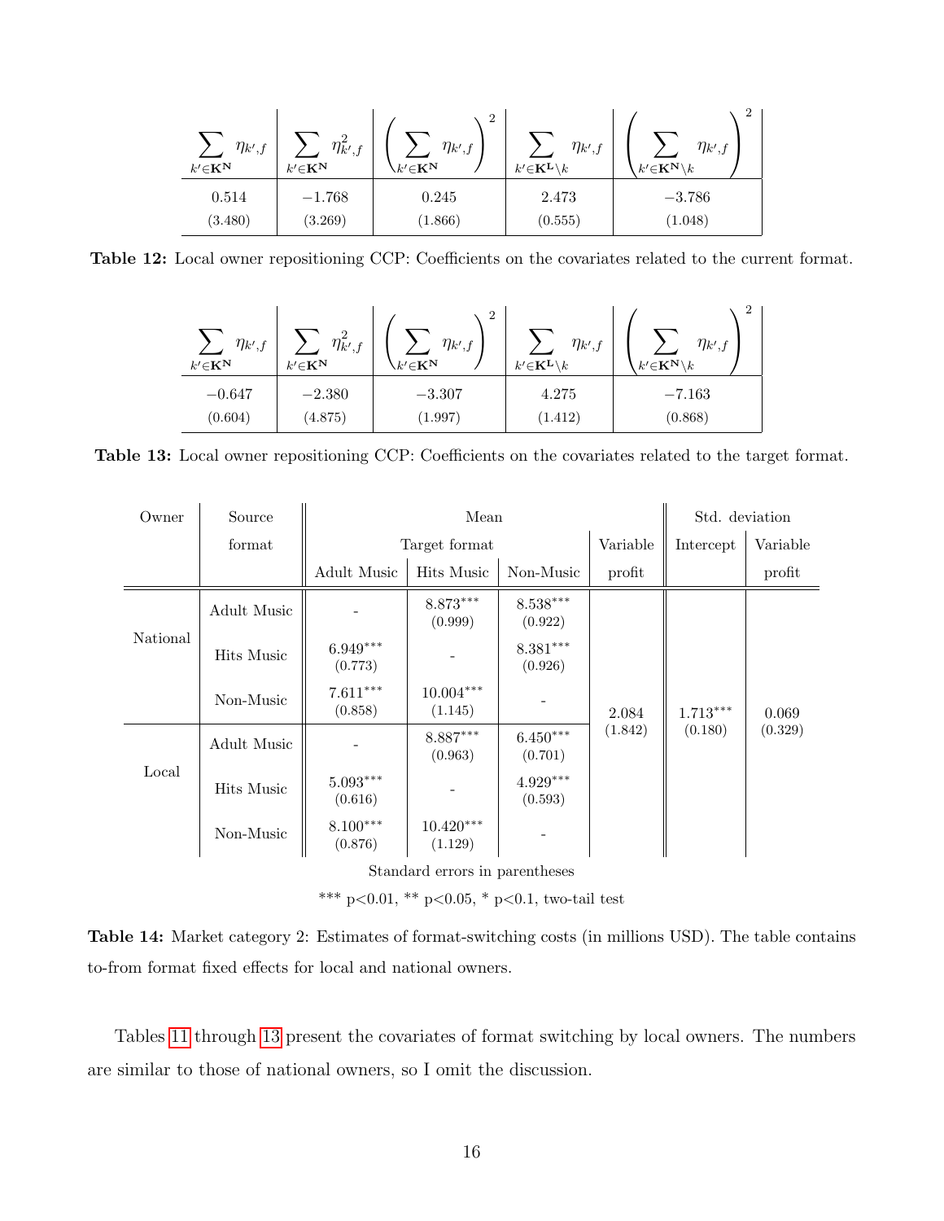| $\sum_{k' \in \mathbf{K^N}} \eta_{k',f}$ | $\sum_{k' \in \mathbf{K^N}} \eta_{k',f}^2$ | $\left(\sum_{k' \in \mathbf{K^N}} \eta_{k',f}\right)^2$ | $\sum_{k' \in \mathbf{K^L} \setminus k} \eta_{k',f}$ | $\left(\sum_{k' \in \mathbf{K^N} \setminus k} \eta_{k',f}\right)^2$ |
|---|---|---|---|---|
| 0.514 | −1.768 | 0.245 | 2.473 | −3.786 |
| (3.480) | (3.269) | (1.866) | (0.555) | (1.048) |

**Table 12:** Local owner repositioning CCP: Coefficients on the covariates related to the current format.

| $\sum_{k' \in \mathbf{K^N}} \eta_{k',f}$ | $\sum_{k' \in \mathbf{K^N}} \eta_{k',f}^2$ | $\left(\sum_{k' \in \mathbf{K^N}} \eta_{k',f}\right)^2$ | $\sum_{k' \in \mathbf{K^L} \setminus k} \eta_{k',f}$ | $\left(\sum_{k' \in \mathbf{K^N} \setminus k} \eta_{k',f}\right)^2$ |
|---|---|---|---|---|
| −0.647 | −2.380 | −3.307 | 4.275 | −7.163 |
| (0.604) | (4.875) | (1.997) | (1.412) | (0.868) |

**Table 13:** Local owner repositioning CCP: Coefficients on the covariates related to the target format.

| Owner | Source format | Mean | | | | Std. deviation | |
|---|---|---|---|---|---|---|---|
| | | Target format | | | Variable profit | Intercept | Variable profit |
| | | Adult Music | Hits Music | Non-Music | | | |
| National | Adult Music | - | 8.873*** (0.999) | 8.538*** (0.922) | 2.084 (1.842) | 1.713*** (0.180) | 0.069 (0.329) |
| | Hits Music | 6.949*** (0.773) | - | 8.381*** (0.926) | | | |
| | Non-Music | 7.611*** (0.858) | 10.004*** (1.145) | - | | | |
| Local | Adult Music | - | 8.887*** (0.963) | 6.450*** (0.701) | | | |
| | Hits Music | 5.093*** (0.616) | - | 4.929*** (0.593) | | | |
| | Non-Music | 8.100*** (0.876) | 10.420*** (1.129) | - | | | |

Standard errors in parentheses

*** p<0.01, ** p<0.05, * p<0.1, two-tail test

**Table 14:** Market category 2: Estimates of format-switching costs (in millions USD). The table contains to-from format fixed effects for local and national owners.

Tables 11 through 13 present the covariates of format switching by local owners. The numbers are similar to those of national owners, so I omit the discussion.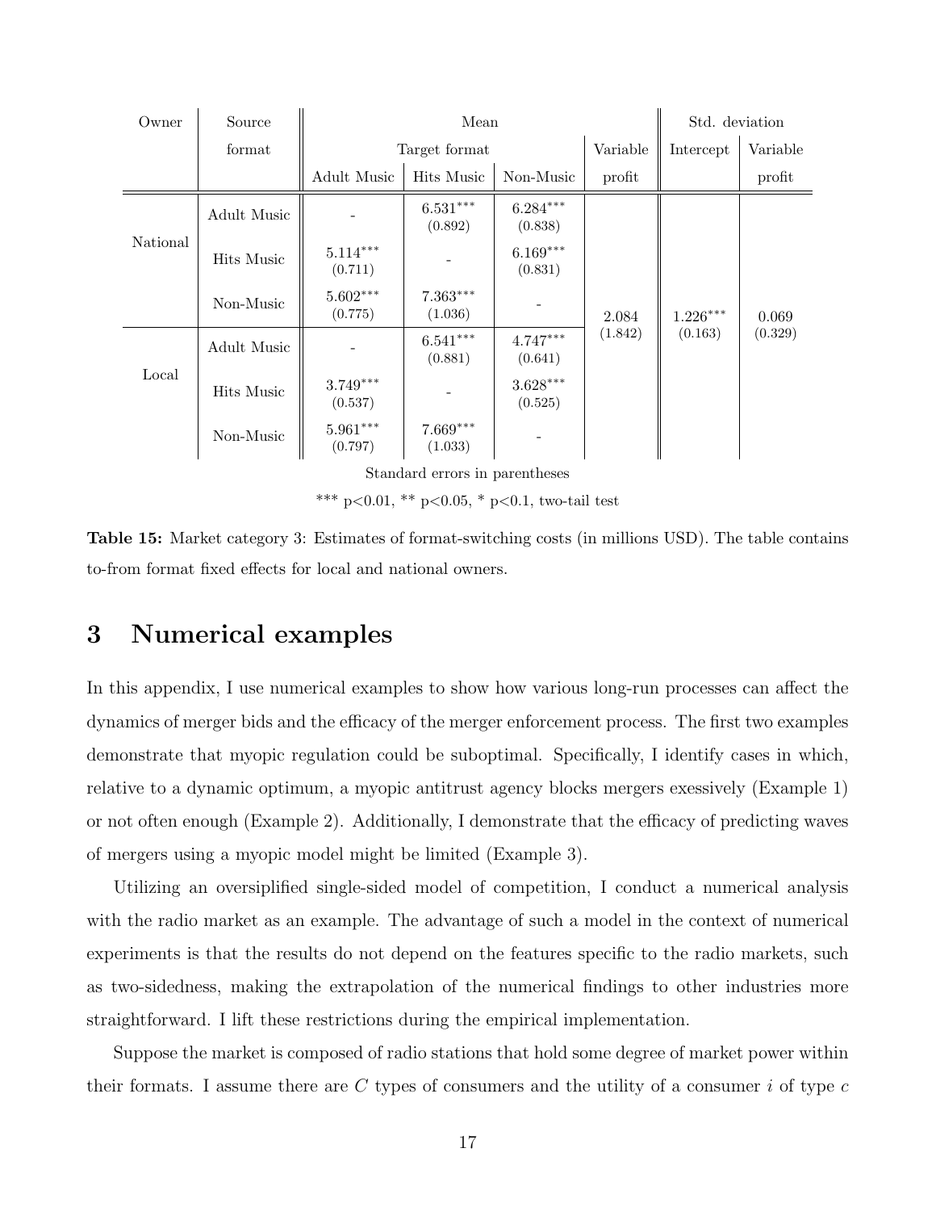| Owner | Source format | Mean | | | | Std. deviation | |
|---|---|---|---|---|---|---|---|
| | | Target format | | | Variable | Intercept | Variable |
| | | Adult Music | Hits Music | Non-Music | profit | | profit |
| National | Adult Music | - | $6.531^{***}$ (0.892) | $6.284^{***}$ (0.838) | | | |
| | Hits Music | $5.114^{***}$ (0.711) | - | $6.169^{***}$ (0.831) | | | |
| | Non-Music | $5.602^{***}$ (0.775) | $7.363^{***}$ (1.036) | - | 2.084 (1.842) | $1.226^{***}$ (0.163) | 0.069 (0.329) |
| Local | Adult Music | - | $6.541^{***}$ (0.881) | $4.747^{***}$ (0.641) | | | |
| | Hits Music | $3.749^{***}$ (0.537) | - | $3.628^{***}$ (0.525) | | | |
| | Non-Music | $5.961^{***}$ (0.797) | $7.669^{***}$ (1.033) | - | | | |

Standard errors in parentheses

*** p<0.01, ** p<0.05, * p<0.1, two-tail test

**Table 15:** Market category 3: Estimates of format-switching costs (in millions USD). The table contains to-from format fixed effects for local and national owners.

# 3 Numerical examples

In this appendix, I use numerical examples to show how various long-run processes can affect the dynamics of merger bids and the efficacy of the merger enforcement process. The first two examples demonstrate that myopic regulation could be suboptimal. Specifically, I identify cases in which, relative to a dynamic optimum, a myopic antitrust agency blocks mergers exessively (Example 1) or not often enough (Example 2). Additionally, I demonstrate that the efficacy of predicting waves of mergers using a myopic model might be limited (Example 3).

Utilizing an oversiplified single-sided model of competition, I conduct a numerical analysis with the radio market as an example. The advantage of such a model in the context of numerical experiments is that the results do not depend on the features specific to the radio markets, such as two-sidedness, making the extrapolation of the numerical findings to other industries more straightforward. I lift these restrictions during the empirical implementation.

Suppose the market is composed of radio stations that hold some degree of market power within their formats. I assume there are $C$ types of consumers and the utility of a consumer $i$ of type $c$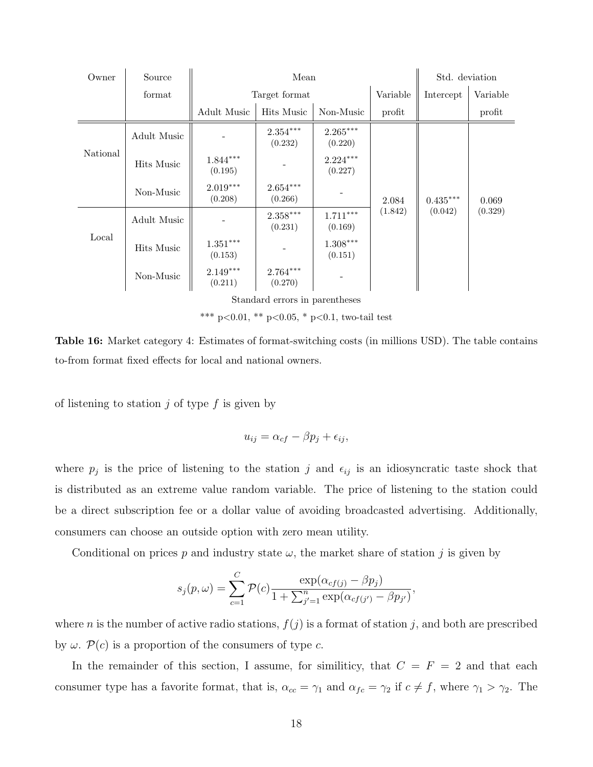| Owner | Source format | Mean | | | | Std. deviation | |
|---|---|---|---|---|---|---|---|
| | | Target format | | | Variable | Intercept | Variable |
| | | Adult Music | Hits Music | Non-Music | profit | | profit |
| National | Adult Music | - | 2.354*** (0.232) | 2.265*** (0.220) | 2.084 (1.842) | 0.435*** (0.042) | 0.069 (0.329) |
| | Hits Music | 1.844*** (0.195) | - | 2.224*** (0.227) | | | |
| | Non-Music | 2.019*** (0.208) | 2.654*** (0.266) | - | | | |
| Local | Adult Music | - | 2.358*** (0.231) | 1.711*** (0.169) | | | |
| | Hits Music | 1.351*** (0.153) | - | 1.308*** (0.151) | | | |
| | Non-Music | 2.149*** (0.211) | 2.764*** (0.270) | - | | | |

Standard errors in parentheses

*** p<0.01, ** p<0.05, * p<0.1, two-tail test

**Table 16:** Market category 4: Estimates of format-switching costs (in millions USD). The table contains to-from format fixed effects for local and national owners.

of listening to station $j$ of type $f$ is given by

$$u_{ij} = \alpha_{cf} - \beta p_j + \epsilon_{ij},$$

where $p_j$ is the price of listening to the station $j$ and $\epsilon_{ij}$ is an idiosyncratic taste shock that is distributed as an extreme value random variable. The price of listening to the station could be a direct subscription fee or a dollar value of avoiding broadcasted advertising. Additionally, consumers can choose an outside option with zero mean utility.

Conditional on prices $p$ and industry state $\omega$, the market share of station $j$ is given by

$$s_j(p, \omega) = \sum_{c=1}^{C} \mathcal{P}(c) \frac{\exp(\alpha_{cf(j)} - \beta p_j)}{1 + \sum_{j'=1}^{n} \exp(\alpha_{cf(j')} - \beta p_{j'})},$$

where $n$ is the number of active radio stations, $f(j)$ is a format of station $j$, and both are prescribed by $\omega$. $\mathcal{P}(c)$ is a proportion of the consumers of type $c$.

In the remainder of this section, I assume, for similiticy, that $C = F = 2$ and that each consumer type has a favorite format, that is, $\alpha_{cc} = \gamma_1$ and $\alpha_{fc} = \gamma_2$ if $c \neq f$, where $\gamma_1 > \gamma_2$. The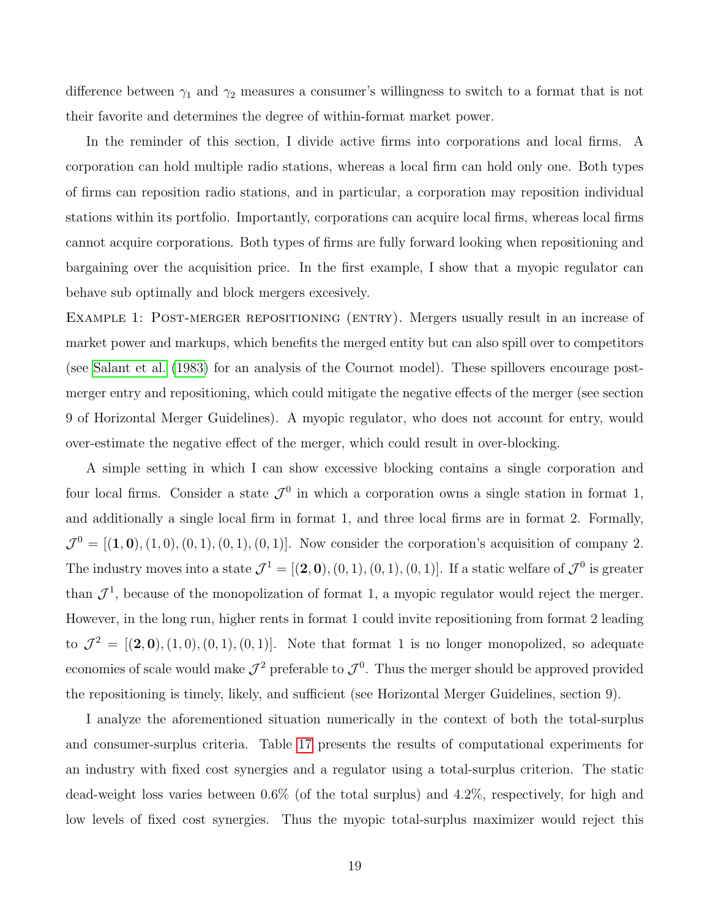difference between $\gamma_1$ and $\gamma_2$ measures a consumer's willingness to switch to a format that is not their favorite and determines the degree of within-format market power.

In the reminder of this section, I divide active firms into corporations and local firms. A corporation can hold multiple radio stations, whereas a local firm can hold only one. Both types of firms can reposition radio stations, and in particular, a corporation may reposition individual stations within its portfolio. Importantly, corporations can acquire local firms, whereas local firms cannot acquire corporations. Both types of firms are fully forward looking when repositioning and bargaining over the acquisition price. In the first example, I show that a myopic regulator can behave sub optimally and block mergers excesively.

EXAMPLE 1: POST-MERGER REPOSITIONING (ENTRY). Mergers usually result in an increase of market power and markups, which benefits the merged entity but can also spill over to competitors (see Salant et al. (1983) for an analysis of the Cournot model). These spillovers encourage post-merger entry and repositioning, which could mitigate the negative effects of the merger (see section 9 of Horizontal Merger Guidelines). A myopic regulator, who does not account for entry, would over-estimate the negative effect of the merger, which could result in over-blocking.

A simple setting in which I can show excessive blocking contains a single corporation and four local firms. Consider a state $\mathcal{J}^0$ in which a corporation owns a single station in format 1, and additionally a single local firm in format 1, and three local firms are in format 2. Formally, $\mathcal{J}^0 = [(\mathbf{1}, \mathbf{0}), (1, 0), (0, 1), (0, 1), (0, 1)]$. Now consider the corporation's acquisition of company 2. The industry moves into a state $\mathcal{J}^1 = [(\mathbf{2}, \mathbf{0}), (0, 1), (0, 1), (0, 1)]$. If a static welfare of $\mathcal{J}^0$ is greater than $\mathcal{J}^1$, because of the monopolization of format 1, a myopic regulator would reject the merger. However, in the long run, higher rents in format 1 could invite repositioning from format 2 leading to $\mathcal{J}^2 = [(\mathbf{2}, \mathbf{0}), (1, 0), (0, 1), (0, 1)]$. Note that format 1 is no longer monopolized, so adequate economies of scale would make $\mathcal{J}^2$ preferable to $\mathcal{J}^0$. Thus the merger should be approved provided the repositioning is timely, likely, and sufficient (see Horizontal Merger Guidelines, section 9).

I analyze the aforementioned situation numerically in the context of both the total-surplus and consumer-surplus criteria. Table 17 presents the results of computational experiments for an industry with fixed cost synergies and a regulator using a total-surplus criterion. The static dead-weight loss varies between 0.6% (of the total surplus) and 4.2%, respectively, for high and low levels of fixed cost synergies. Thus the myopic total-surplus maximizer would reject this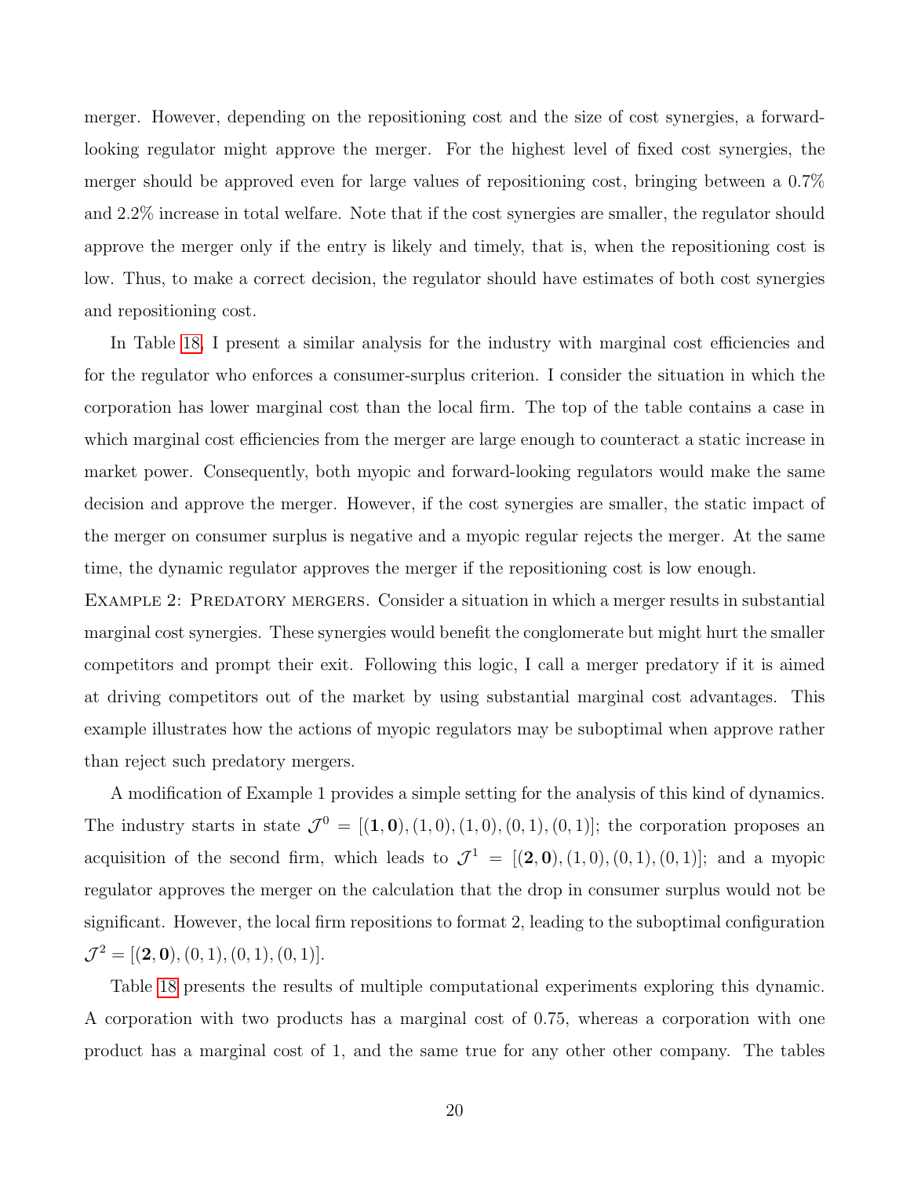merger. However, depending on the repositioning cost and the size of cost synergies, a forward-looking regulator might approve the merger. For the highest level of fixed cost synergies, the merger should be approved even for large values of repositioning cost, bringing between a 0.7% and 2.2% increase in total welfare. Note that if the cost synergies are smaller, the regulator should approve the merger only if the entry is likely and timely, that is, when the repositioning cost is low. Thus, to make a correct decision, the regulator should have estimates of both cost synergies and repositioning cost.

In Table 18, I present a similar analysis for the industry with marginal cost efficiencies and for the regulator who enforces a consumer-surplus criterion. I consider the situation in which the corporation has lower marginal cost than the local firm. The top of the table contains a case in which marginal cost efficiencies from the merger are large enough to counteract a static increase in market power. Consequently, both myopic and forward-looking regulators would make the same decision and approve the merger. However, if the cost synergies are smaller, the static impact of the merger on consumer surplus is negative and a myopic regular rejects the merger. At the same time, the dynamic regulator approves the merger if the repositioning cost is low enough.

Example 2: Predatory mergers. Consider a situation in which a merger results in substantial marginal cost synergies. These synergies would benefit the conglomerate but might hurt the smaller competitors and prompt their exit. Following this logic, I call a merger predatory if it is aimed at driving competitors out of the market by using substantial marginal cost advantages. This example illustrates how the actions of myopic regulators may be suboptimal when approve rather than reject such predatory mergers.

A modification of Example 1 provides a simple setting for the analysis of this kind of dynamics. The industry starts in state $\mathcal{J}^0 = [(\mathbf{1}, \mathbf{0}), (1, 0), (1, 0), (0, 1), (0, 1)]$; the corporation proposes an acquisition of the second firm, which leads to $\mathcal{J}^1 = [(\mathbf{2}, \mathbf{0}), (1, 0), (0, 1), (0, 1)]$; and a myopic regulator approves the merger on the calculation that the drop in consumer surplus would not be significant. However, the local firm repositions to format 2, leading to the suboptimal configuration $\mathcal{J}^2 = [(\mathbf{2}, \mathbf{0}), (0, 1), (0, 1), (0, 1)]$.

Table 18 presents the results of multiple computational experiments exploring this dynamic. A corporation with two products has a marginal cost of 0.75, whereas a corporation with one product has a marginal cost of 1, and the same true for any other other company. The tables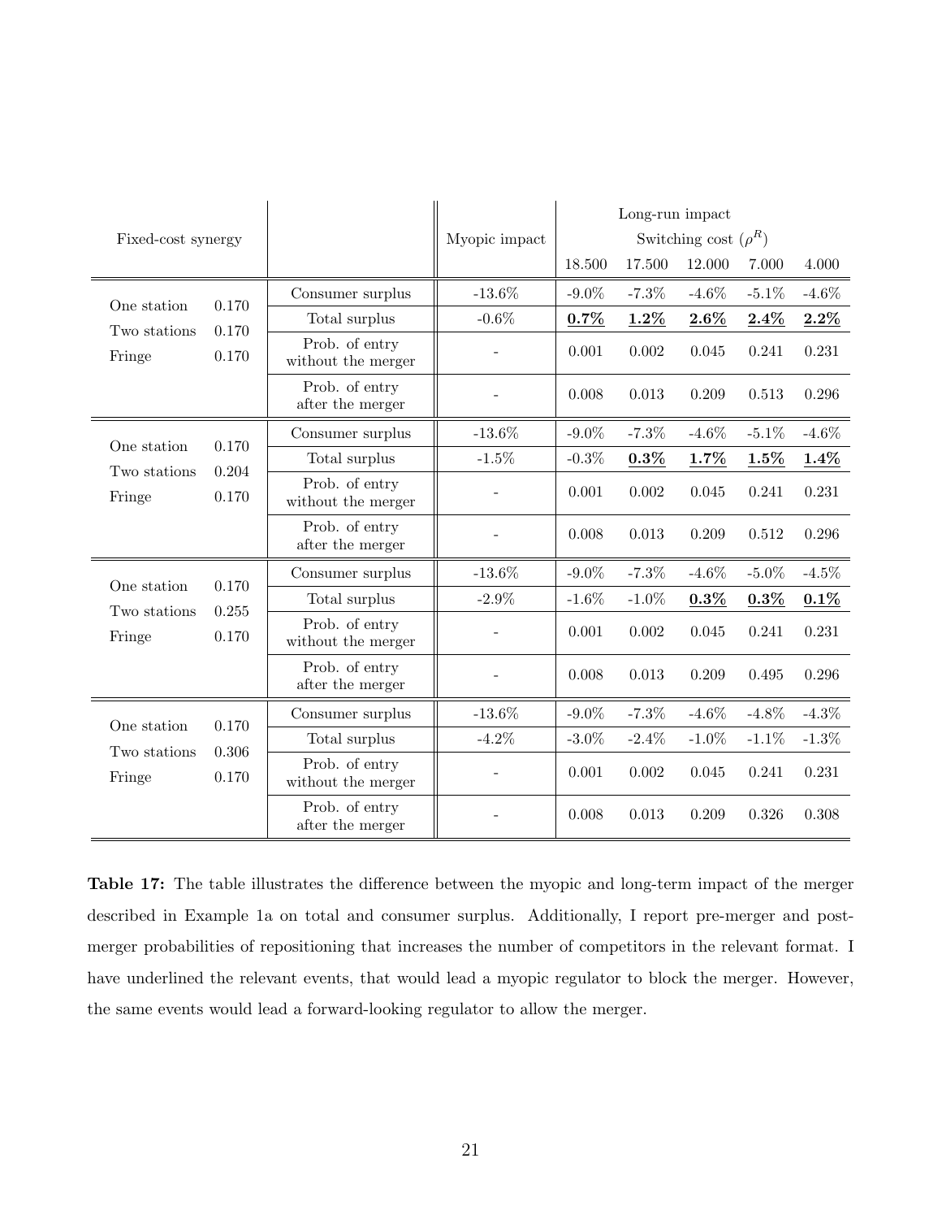| Fixed-cost synergy | | | Myopic impact | Long-run impact | | | | |
|---|---|---|---|---|---|---|---|---|
| | | | | Switching cost ($\rho^R$) | | | | |
| | | | | 18.500 | 17.500 | 12.000 | 7.000 | 4.000 |
| One station | 0.170 | Consumer surplus | -13.6% | -9.0% | -7.3% | -4.6% | -5.1% | -4.6% |
| Two stations | 0.170 | Total surplus | -0.6% | **0.7%** | **1.2%** | **2.6%** | **2.4%** | **2.2%** |
| Fringe | 0.170 | Prob. of entry without the merger | - | 0.001 | 0.002 | 0.045 | 0.241 | 0.231 |
| | | Prob. of entry after the merger | - | 0.008 | 0.013 | 0.209 | 0.513 | 0.296 |
| One station | 0.170 | Consumer surplus | -13.6% | -9.0% | -7.3% | -4.6% | -5.1% | -4.6% |
| Two stations | 0.204 | Total surplus | -1.5% | -0.3% | **0.3%** | **1.7%** | **1.5%** | **1.4%** |
| Fringe | 0.170 | Prob. of entry without the merger | - | 0.001 | 0.002 | 0.045 | 0.241 | 0.231 |
| | | Prob. of entry after the merger | - | 0.008 | 0.013 | 0.209 | 0.512 | 0.296 |
| One station | 0.170 | Consumer surplus | -13.6% | -9.0% | -7.3% | -4.6% | -5.0% | -4.5% |
| Two stations | 0.255 | Total surplus | -2.9% | -1.6% | -1.0% | **0.3%** | **0.3%** | **0.1%** |
| Fringe | 0.170 | Prob. of entry without the merger | - | 0.001 | 0.002 | 0.045 | 0.241 | 0.231 |
| | | Prob. of entry after the merger | - | 0.008 | 0.013 | 0.209 | 0.495 | 0.296 |
| One station | 0.170 | Consumer surplus | -13.6% | -9.0% | -7.3% | -4.6% | -4.8% | -4.3% |
| Two stations | 0.306 | Total surplus | -4.2% | -3.0% | -2.4% | -1.0% | -1.1% | -1.3% |
| Fringe | 0.170 | Prob. of entry without the merger | - | 0.001 | 0.002 | 0.045 | 0.241 | 0.231 |
| | | Prob. of entry after the merger | - | 0.008 | 0.013 | 0.209 | 0.326 | 0.308 |

**Table 17:** The table illustrates the difference between the myopic and long-term impact of the merger described in Example 1a on total and consumer surplus. Additionally, I report pre-merger and post-merger probabilities of repositioning that increases the number of competitors in the relevant format. I have underlined the relevant events, that would lead a myopic regulator to block the merger. However, the same events would lead a forward-looking regulator to allow the merger.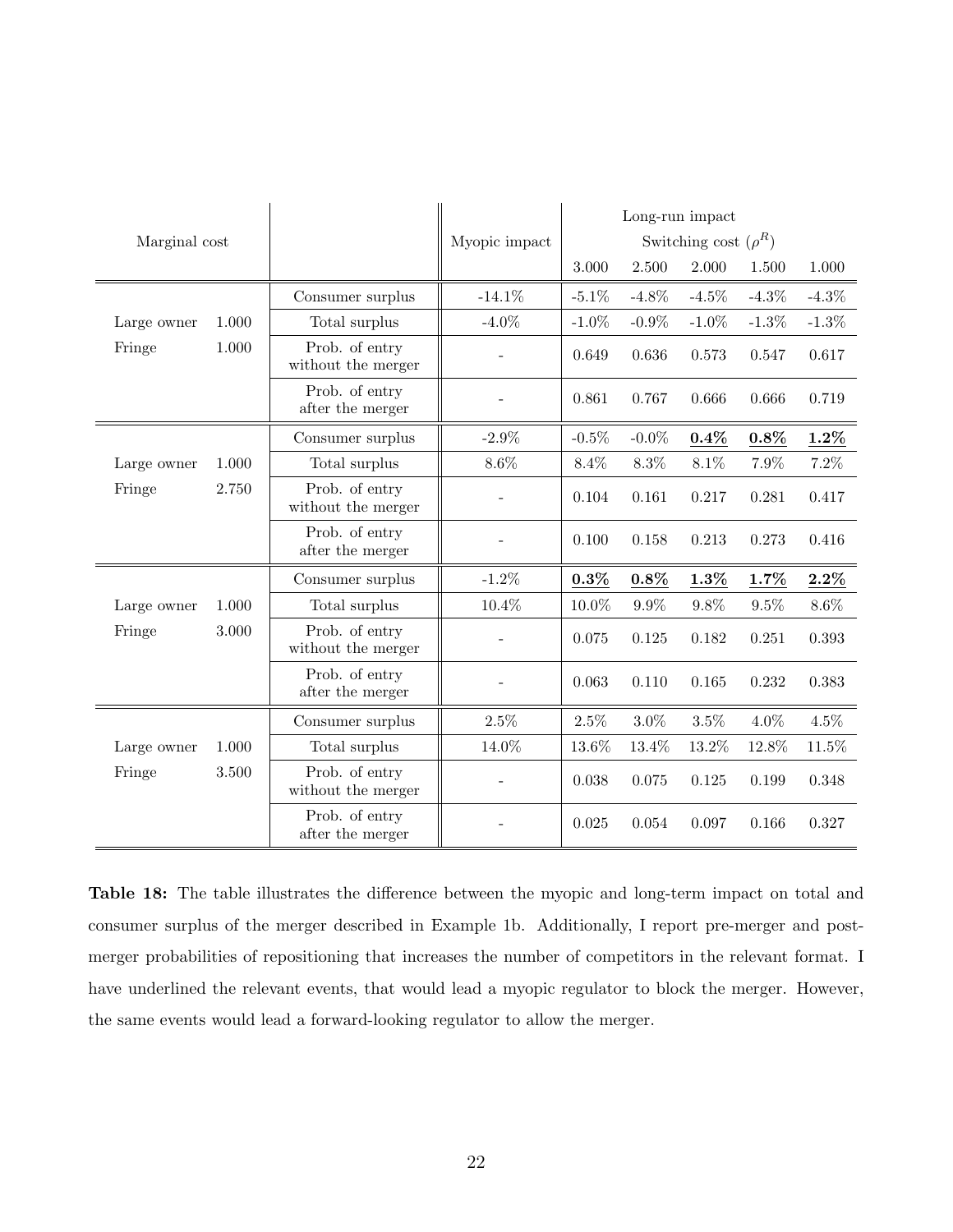| Marginal cost | | | Myopic impact | Long-run impact | | | | |
|---|---|---|---|---|---|---|---|---|
| | | | | Switching cost ($\rho^R$) | | | | |
| | | | | 3.000 | 2.500 | 2.000 | 1.500 | 1.000 |
| Large owner | 1.000 | Consumer surplus | -14.1% | -5.1% | -4.8% | -4.5% | -4.3% | -4.3% |
| Fringe | 1.000 | Total surplus | -4.0% | -1.0% | -0.9% | -1.0% | -1.3% | -1.3% |
| | | Prob. of entry without the merger | - | 0.649 | 0.636 | 0.573 | 0.547 | 0.617 |
| | | Prob. of entry after the merger | - | 0.861 | 0.767 | 0.666 | 0.666 | 0.719 |
| Large owner | 1.000 | Consumer surplus | -2.9% | -0.5% | -0.0% | **<u>0.4%</u>** | **<u>0.8%</u>** | **<u>1.2%</u>** |
| Fringe | 2.750 | Total surplus | 8.6% | 8.4% | 8.3% | 8.1% | 7.9% | 7.2% |
| | | Prob. of entry without the merger | - | 0.104 | 0.161 | 0.217 | 0.281 | 0.417 |
| | | Prob. of entry after the merger | - | 0.100 | 0.158 | 0.213 | 0.273 | 0.416 |
| Large owner | 1.000 | Consumer surplus | -1.2% | **<u>0.3%</u>** | **<u>0.8%</u>** | **<u>1.3%</u>** | **<u>1.7%</u>** | **<u>2.2%</u>** |
| Fringe | 3.000 | Total surplus | 10.4% | 10.0% | 9.9% | 9.8% | 9.5% | 8.6% |
| | | Prob. of entry without the merger | - | 0.075 | 0.125 | 0.182 | 0.251 | 0.393 |
| | | Prob. of entry after the merger | - | 0.063 | 0.110 | 0.165 | 0.232 | 0.383 |
| Large owner | 1.000 | Consumer surplus | 2.5% | 2.5% | 3.0% | 3.5% | 4.0% | 4.5% |
| Fringe | 3.500 | Total surplus | 14.0% | 13.6% | 13.4% | 13.2% | 12.8% | 11.5% |
| | | Prob. of entry without the merger | - | 0.038 | 0.075 | 0.125 | 0.199 | 0.348 |
| | | Prob. of entry after the merger | - | 0.025 | 0.054 | 0.097 | 0.166 | 0.327 |

**Table 18:** The table illustrates the difference between the myopic and long-term impact on total and consumer surplus of the merger described in Example 1b. Additionally, I report pre-merger and post-merger probabilities of repositioning that increases the number of competitors in the relevant format. I have underlined the relevant events, that would lead a myopic regulator to block the merger. However, the same events would lead a forward-looking regulator to allow the merger.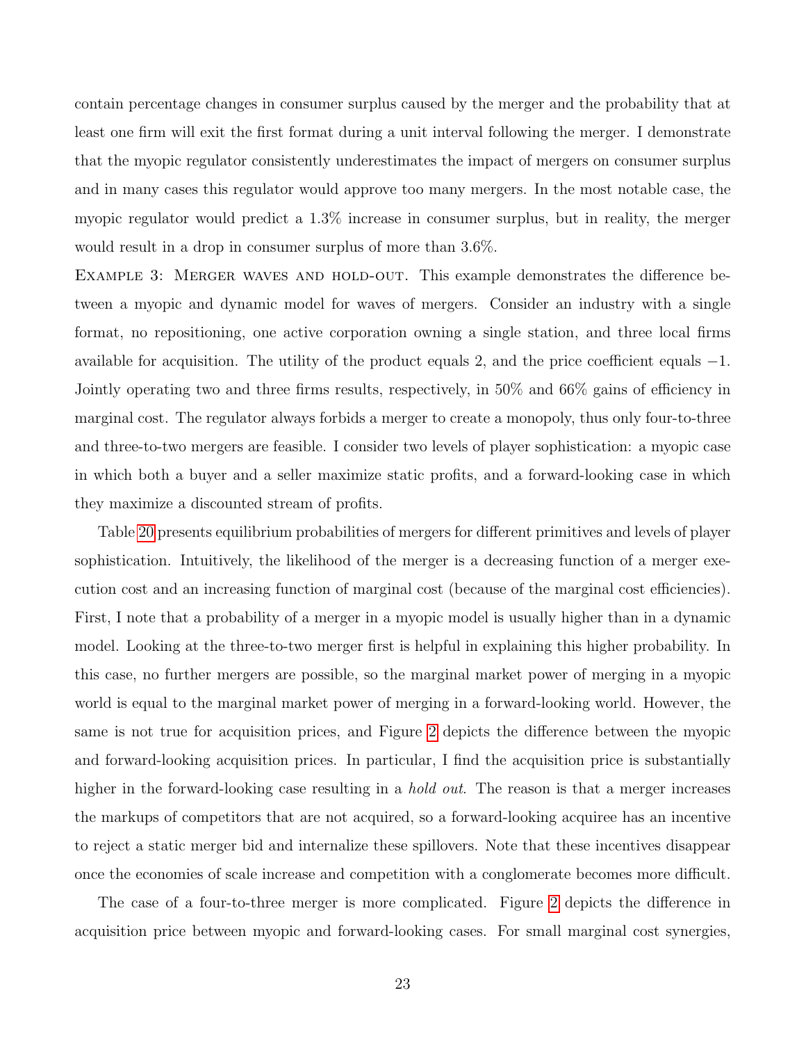contain percentage changes in consumer surplus caused by the merger and the probability that at least one firm will exit the first format during a unit interval following the merger. I demonstrate that the myopic regulator consistently underestimates the impact of mergers on consumer surplus and in many cases this regulator would approve too many mergers. In the most notable case, the myopic regulator would predict a 1.3% increase in consumer surplus, but in reality, the merger would result in a drop in consumer surplus of more than 3.6%.

Example 3: Merger waves and hold-out. This example demonstrates the difference between a myopic and dynamic model for waves of mergers. Consider an industry with a single format, no repositioning, one active corporation owning a single station, and three local firms available for acquisition. The utility of the product equals 2, and the price coefficient equals $-1$. Jointly operating two and three firms results, respectively, in 50% and 66% gains of efficiency in marginal cost. The regulator always forbids a merger to create a monopoly, thus only four-to-three and three-to-two mergers are feasible. I consider two levels of player sophistication: a myopic case in which both a buyer and a seller maximize static profits, and a forward-looking case in which they maximize a discounted stream of profits.

Table 20 presents equilibrium probabilities of mergers for different primitives and levels of player sophistication. Intuitively, the likelihood of the merger is a decreasing function of a merger execution cost and an increasing function of marginal cost (because of the marginal cost efficiencies). First, I note that a probability of a merger in a myopic model is usually higher than in a dynamic model. Looking at the three-to-two merger first is helpful in explaining this higher probability. In this case, no further mergers are possible, so the marginal market power of merging in a myopic world is equal to the marginal market power of merging in a forward-looking world. However, the same is not true for acquisition prices, and Figure 2 depicts the difference between the myopic and forward-looking acquisition prices. In particular, I find the acquisition price is substantially higher in the forward-looking case resulting in a *hold out*. The reason is that a merger increases the markups of competitors that are not acquired, so a forward-looking acquiree has an incentive to reject a static merger bid and internalize these spillovers. Note that these incentives disappear once the economies of scale increase and competition with a conglomerate becomes more difficult.

The case of a four-to-three merger is more complicated. Figure 2 depicts the difference in acquisition price between myopic and forward-looking cases. For small marginal cost synergies,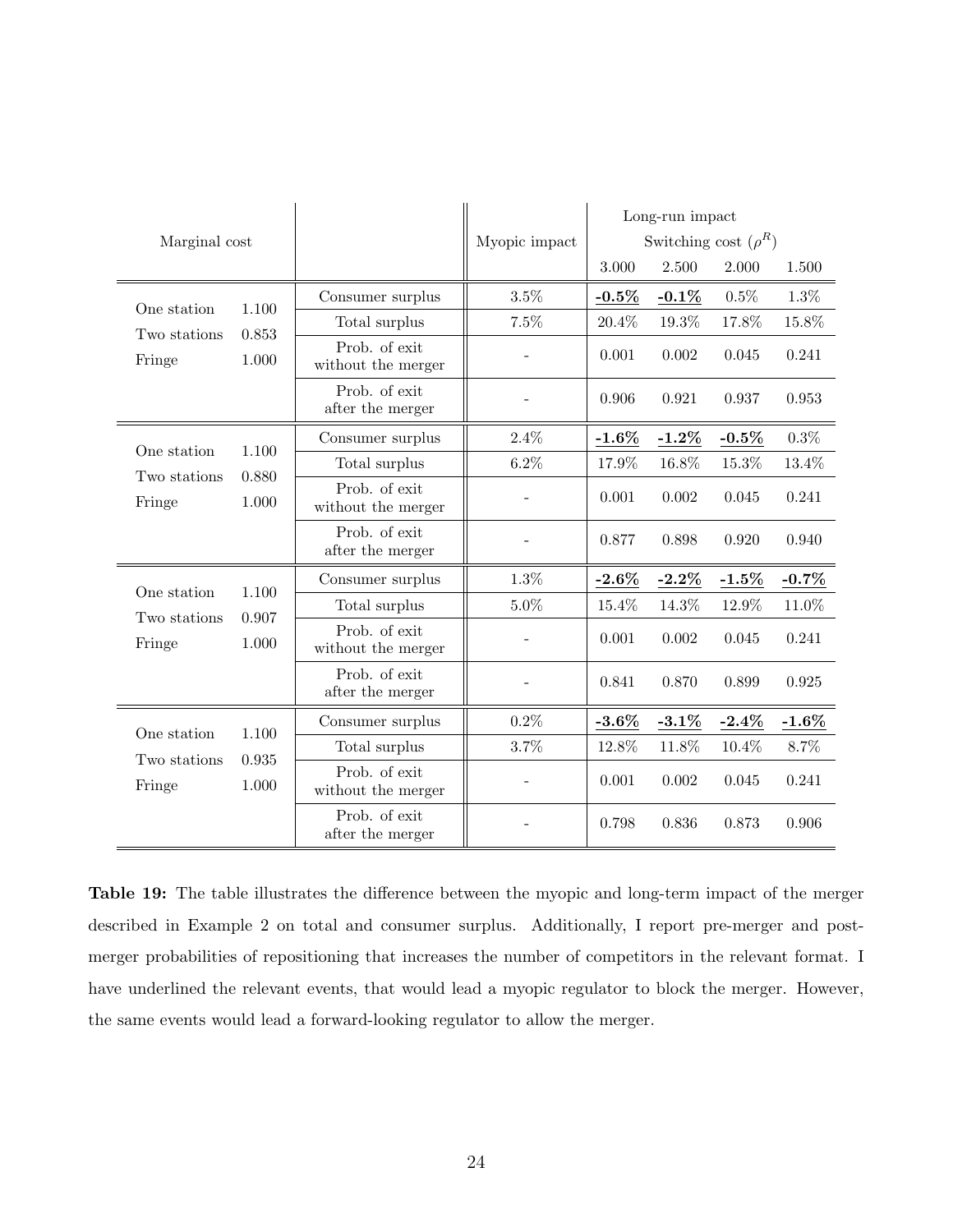| Marginal cost | | | Myopic impact | Long-run impact | | | |
|---|---|---|---|---|---|---|---|
| | | | | Switching cost ($\rho^R$) | | | |
| | | | | 3.000 | 2.500 | 2.000 | 1.500 |
| One station | 1.100 | Consumer surplus | 3.5% | **-0.5%** | **-0.1%** | 0.5% | 1.3% |
| Two stations | 0.853 | Total surplus | 7.5% | 20.4% | 19.3% | 17.8% | 15.8% |
| Fringe | 1.000 | Prob. of exit without the merger | - | 0.001 | 0.002 | 0.045 | 0.241 |
| | | Prob. of exit after the merger | - | 0.906 | 0.921 | 0.937 | 0.953 |
| One station | 1.100 | Consumer surplus | 2.4% | **-1.6%** | **-1.2%** | **-0.5%** | 0.3% |
| Two stations | 0.880 | Total surplus | 6.2% | 17.9% | 16.8% | 15.3% | 13.4% |
| Fringe | 1.000 | Prob. of exit without the merger | - | 0.001 | 0.002 | 0.045 | 0.241 |
| | | Prob. of exit after the merger | - | 0.877 | 0.898 | 0.920 | 0.940 |
| One station | 1.100 | Consumer surplus | 1.3% | **-2.6%** | **-2.2%** | **-1.5%** | **-0.7%** |
| Two stations | 0.907 | Total surplus | 5.0% | 15.4% | 14.3% | 12.9% | 11.0% |
| Fringe | 1.000 | Prob. of exit without the merger | - | 0.001 | 0.002 | 0.045 | 0.241 |
| | | Prob. of exit after the merger | - | 0.841 | 0.870 | 0.899 | 0.925 |
| One station | 1.100 | Consumer surplus | 0.2% | **-3.6%** | **-3.1%** | **-2.4%** | **-1.6%** |
| Two stations | 0.935 | Total surplus | 3.7% | 12.8% | 11.8% | 10.4% | 8.7% |
| Fringe | 1.000 | Prob. of exit without the merger | - | 0.001 | 0.002 | 0.045 | 0.241 |
| | | Prob. of exit after the merger | - | 0.798 | 0.836 | 0.873 | 0.906 |

**Table 19:** The table illustrates the difference between the myopic and long-term impact of the merger described in Example 2 on total and consumer surplus. Additionally, I report pre-merger and post-merger probabilities of repositioning that increases the number of competitors in the relevant format. I have underlined the relevant events, that would lead a myopic regulator to block the merger. However, the same events would lead a forward-looking regulator to allow the merger.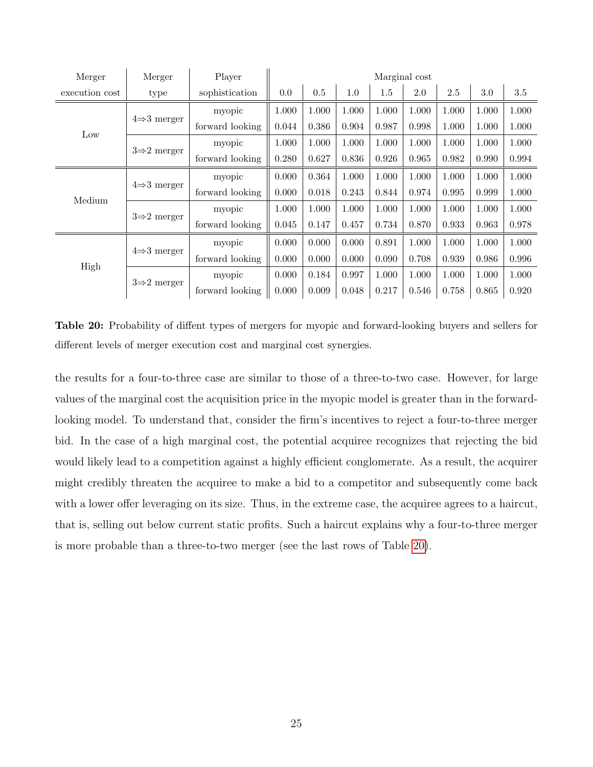| Merger execution cost | Merger type | Player sophistication | Marginal cost | | | | | | | |
|---|---|---|---|---|---|---|---|---|---|---|
| | | | 0.0 | 0.5 | 1.0 | 1.5 | 2.0 | 2.5 | 3.0 | 3.5 |
| Low | 4⇒3 merger | myopic | 1.000 | 1.000 | 1.000 | 1.000 | 1.000 | 1.000 | 1.000 | 1.000 |
| | | forward looking | 0.044 | 0.386 | 0.904 | 0.987 | 0.998 | 1.000 | 1.000 | 1.000 |
| | 3⇒2 merger | myopic | 1.000 | 1.000 | 1.000 | 1.000 | 1.000 | 1.000 | 1.000 | 1.000 |
| | | forward looking | 0.280 | 0.627 | 0.836 | 0.926 | 0.965 | 0.982 | 0.990 | 0.994 |
| Medium | 4⇒3 merger | myopic | 0.000 | 0.364 | 1.000 | 1.000 | 1.000 | 1.000 | 1.000 | 1.000 |
| | | forward looking | 0.000 | 0.018 | 0.243 | 0.844 | 0.974 | 0.995 | 0.999 | 1.000 |
| | 3⇒2 merger | myopic | 1.000 | 1.000 | 1.000 | 1.000 | 1.000 | 1.000 | 1.000 | 1.000 |
| | | forward looking | 0.045 | 0.147 | 0.457 | 0.734 | 0.870 | 0.933 | 0.963 | 0.978 |
| High | 4⇒3 merger | myopic | 0.000 | 0.000 | 0.000 | 0.891 | 1.000 | 1.000 | 1.000 | 1.000 |
| | | forward looking | 0.000 | 0.000 | 0.000 | 0.090 | 0.708 | 0.939 | 0.986 | 0.996 |
| | 3⇒2 merger | myopic | 0.000 | 0.184 | 0.997 | 1.000 | 1.000 | 1.000 | 1.000 | 1.000 |
| | | forward looking | 0.000 | 0.009 | 0.048 | 0.217 | 0.546 | 0.758 | 0.865 | 0.920 |

**Table 20:** Probability of diffent types of mergers for myopic and forward-looking buyers and sellers for different levels of merger execution cost and marginal cost synergies.

the results for a four-to-three case are similar to those of a three-to-two case. However, for large values of the marginal cost the acquisition price in the myopic model is greater than in the forward-looking model. To understand that, consider the firm's incentives to reject a four-to-three merger bid. In the case of a high marginal cost, the potential acquiree recognizes that rejecting the bid would likely lead to a competition against a highly efficient conglomerate. As a result, the acquirer might credibly threaten the acquiree to make a bid to a competitor and subsequently come back with a lower offer leveraging on its size. Thus, in the extreme case, the acquiree agrees to a haircut, that is, selling out below current static profits. Such a haircut explains why a four-to-three merger is more probable than a three-to-two merger (see the last rows of Table 20).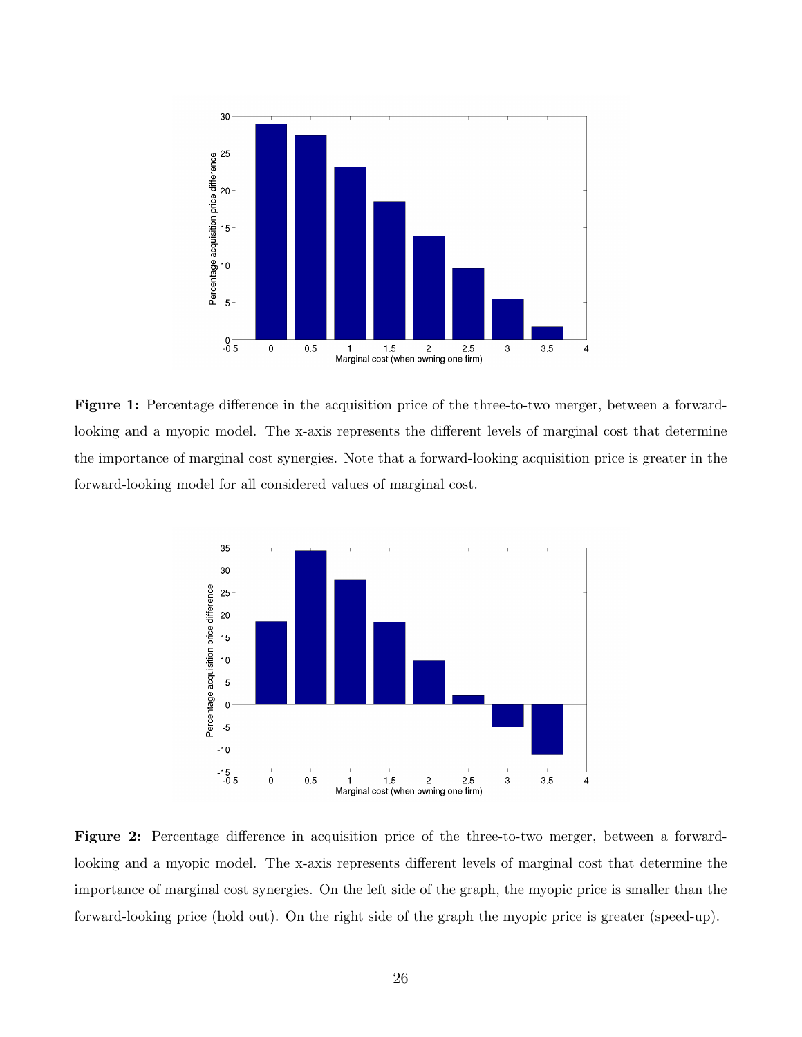**Figure 1:** Percentage difference in the acquisition price of the three-to-two merger, between a forward-looking and a myopic model. The x-axis represents the different levels of marginal cost that determine the importance of marginal cost synergies. Note that a forward-looking acquisition price is greater in the forward-looking model for all considered values of marginal cost.

**Figure 2:** Percentage difference in acquisition price of the three-to-two merger, between a forward-looking and a myopic model. The x-axis represents different levels of marginal cost that determine the importance of marginal cost synergies. On the left side of the graph, the myopic price is smaller than the forward-looking price (hold out). On the right side of the graph the myopic price is greater (speed-up).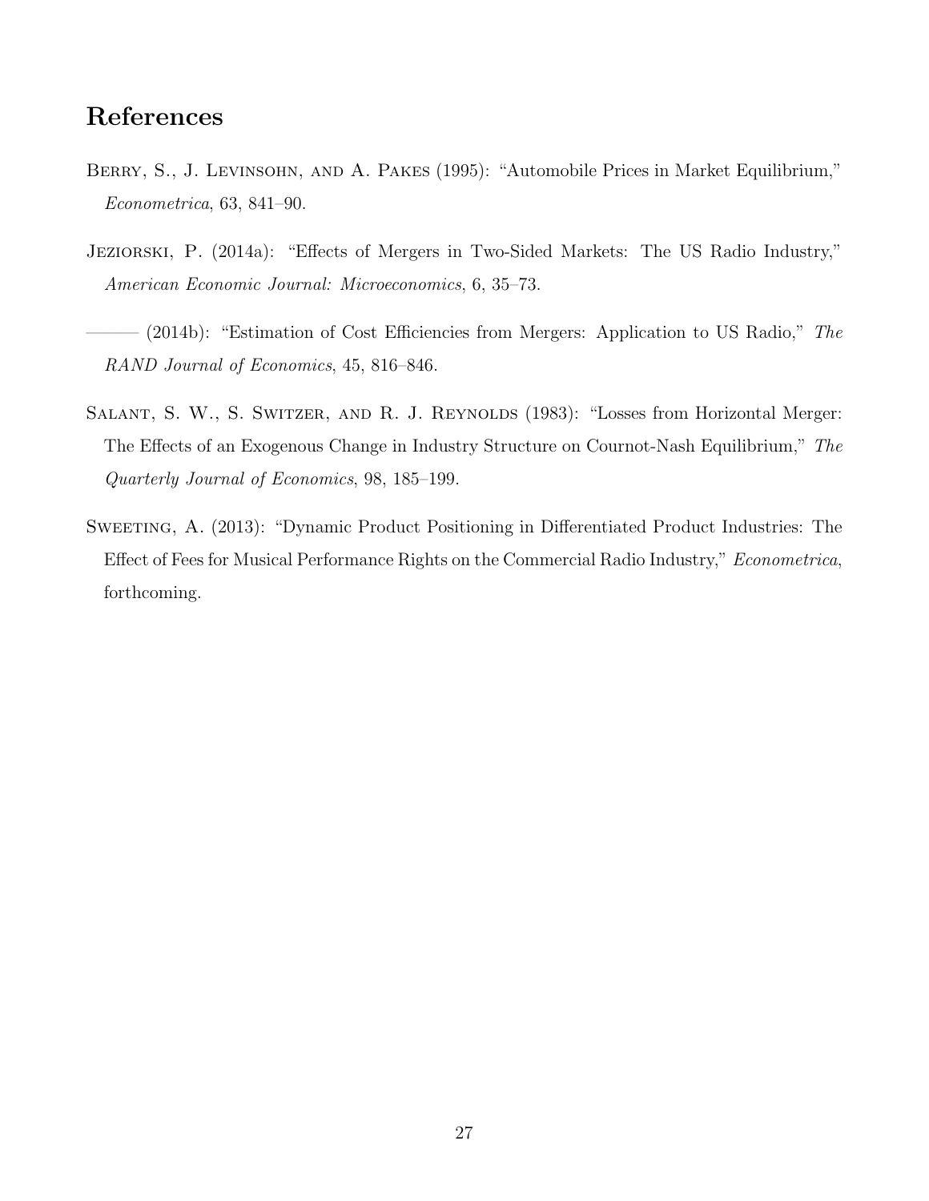## References

Berry, S., J. Levinsohn, and A. Pakes (1995): "Automobile Prices in Market Equilibrium," *Econometrica*, 63, 841–90.

Jeziorski, P. (2014a): "Effects of Mergers in Two-Sided Markets: The US Radio Industry," *American Economic Journal: Microeconomics*, 6, 35–73.

——— (2014b): "Estimation of Cost Efficiencies from Mergers: Application to US Radio," *The RAND Journal of Economics*, 45, 816–846.

Salant, S. W., S. Switzer, and R. J. Reynolds (1983): "Losses from Horizontal Merger: The Effects of an Exogenous Change in Industry Structure on Cournot-Nash Equilibrium," *The Quarterly Journal of Economics*, 98, 185–199.

Sweeting, A. (2013): "Dynamic Product Positioning in Differentiated Product Industries: The Effect of Fees for Musical Performance Rights on the Commercial Radio Industry," *Econometrica*, forthcoming.